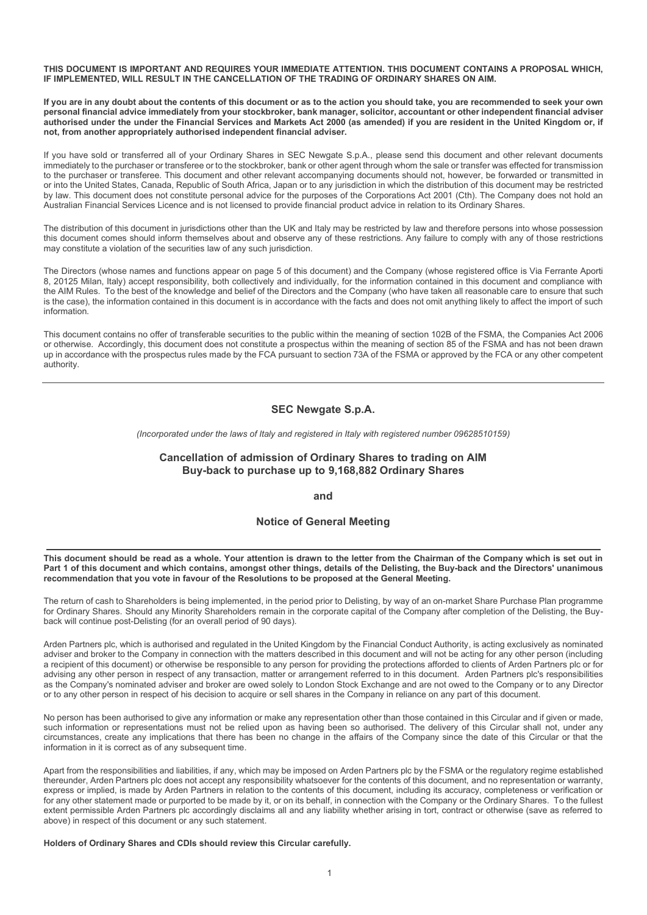**THIS DOCUMENT IS IMPORTANT AND REQUIRES YOUR IMMEDIATE ATTENTION. THIS DOCUMENT CONTAINS A PROPOSAL WHICH, IF IMPLEMENTED, WILL RESULT IN THE CANCELLATION OF THE TRADING OF ORDINARY SHARES ON AIM.**

**If you are in any doubt about the contents of this document or as to the action you should take, you are recommended to seek your own personal financial advice immediately from your stockbroker, bank manager, solicitor, accountant or other independent financial adviser authorised under the under the Financial Services and Markets Act 2000 (as amended) if you are resident in the United Kingdom or, if not, from another appropriately authorised independent financial adviser.**

If you have sold or transferred all of your Ordinary Shares in SEC Newgate S.p.A., please send this document and other relevant documents immediately to the purchaser or transferee or to the stockbroker, bank or other agent through whom the sale or transfer was effected for transmission to the purchaser or transferee. This document and other relevant accompanying documents should not, however, be forwarded or transmitted in or into the United States, Canada, Republic of South Africa, Japan or to any jurisdiction in which the distribution of this document may be restricted by law. This document does not constitute personal advice for the purposes of the Corporations Act 2001 (Cth). The Company does not hold an Australian Financial Services Licence and is not licensed to provide financial product advice in relation to its Ordinary Shares.

The distribution of this document in jurisdictions other than the UK and Italy may be restricted by law and therefore persons into whose possession this document comes should inform themselves about and observe any of these restrictions. Any failure to comply with any of those restrictions may constitute a violation of the securities law of any such jurisdiction.

The Directors (whose names and functions appear on page 5 of this document) and the Company (whose registered office is Via Ferrante Aporti 8, 20125 Milan, Italy) accept responsibility, both collectively and individually, for the information contained in this document and compliance with the AIM Rules. To the best of the knowledge and belief of the Directors and the Company (who have taken all reasonable care to ensure that such is the case), the information contained in this document is in accordance with the facts and does not omit anything likely to affect the import of such information.

This document contains no offer of transferable securities to the public within the meaning of section 102B of the FSMA, the Companies Act 2006 or otherwise. Accordingly, this document does not constitute a prospectus within the meaning of section 85 of the FSMA and has not been drawn up in accordance with the prospectus rules made by the FCA pursuant to section 73A of the FSMA or approved by the FCA or any other competent authority.

---

# SEC Newgate S.p.A.

*(Incorporated under the laws of Italy and registered in Italy with registered number 09628510159)*

## Cancellation of admission of Ordinary Shares to trading on AIM
## Buy-back to purchase up to 9,168,882 Ordinary Shares

**and**

## Notice of General Meeting

---

**This document should be read as a whole. Your attention is drawn to the letter from the Chairman of the Company which is set out in Part 1 of this document and which contains, amongst other things, details of the Delisting, the Buy-back and the Directors' unanimous recommendation that you vote in favour of the Resolutions to be proposed at the General Meeting.**

The return of cash to Shareholders is being implemented, in the period prior to Delisting, by way of an on-market Share Purchase Plan programme for Ordinary Shares. Should any Minority Shareholders remain in the corporate capital of the Company after completion of the Delisting, the Buy-back will continue post-Delisting (for an overall period of 90 days).

Arden Partners plc, which is authorised and regulated in the United Kingdom by the Financial Conduct Authority, is acting exclusively as nominated adviser and broker to the Company in connection with the matters described in this document and will not be acting for any other person (including a recipient of this document) or otherwise be responsible to any person for providing the protections afforded to clients of Arden Partners plc or for advising any other person in respect of any transaction, matter or arrangement referred to in this document. Arden Partners plc's responsibilities as the Company's nominated adviser and broker are owed solely to London Stock Exchange and are not owed to the Company or to any Director or to any other person in respect of his decision to acquire or sell shares in the Company in reliance on any part of this document.

No person has been authorised to give any information or make any representation other than those contained in this Circular and if given or made, such information or representations must not be relied upon as having been so authorised. The delivery of this Circular shall not, under any circumstances, create any implications that there has been no change in the affairs of the Company since the date of this Circular or that the information in it is correct as of any subsequent time.

Apart from the responsibilities and liabilities, if any, which may be imposed on Arden Partners plc by the FSMA or the regulatory regime established thereunder, Arden Partners plc does not accept any responsibility whatsoever for the contents of this document, and no representation or warranty, express or implied, is made by Arden Partners in relation to the contents of this document, including its accuracy, completeness or verification or for any other statement made or purported to be made by it, or on its behalf, in connection with the Company or the Ordinary Shares. To the fullest extent permissible Arden Partners plc accordingly disclaims all and any liability whether arising in tort, contract or otherwise (save as referred to above) in respect of this document or any such statement.

**Holders of Ordinary Shares and CDIs should review this Circular carefully.**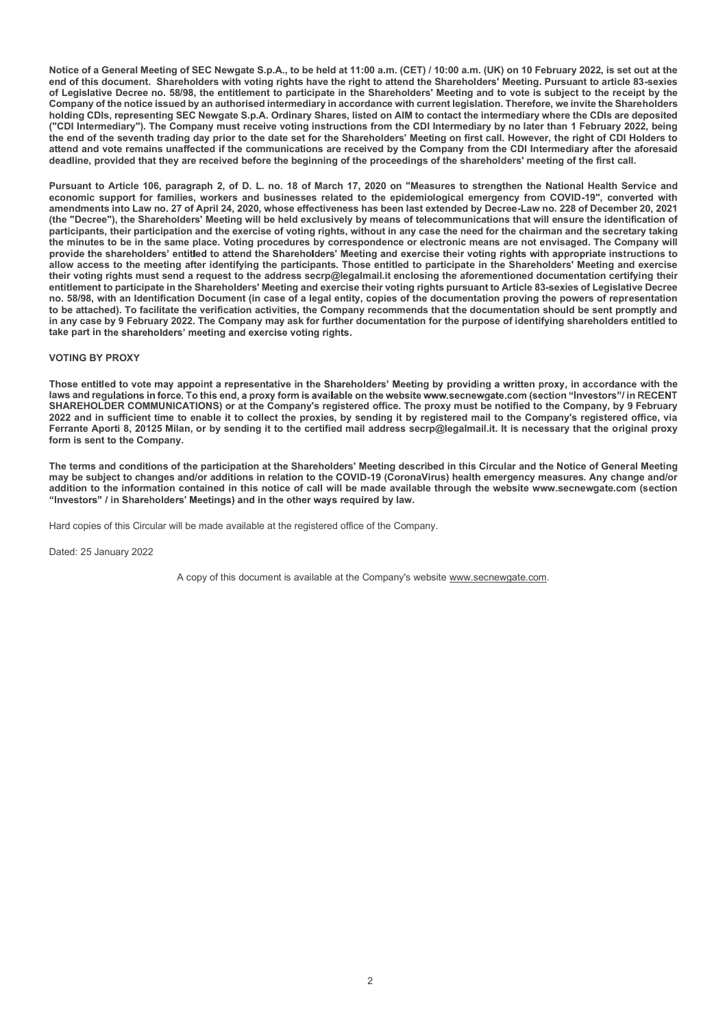**Notice of a General Meeting of SEC Newgate S.p.A., to be held at 11:00 a.m. (CET) / 10:00 a.m. (UK) on 10 February 2022, is set out at the end of this document. Shareholders with voting rights have the right to attend the Shareholders' Meeting. Pursuant to article 83-sexies of Legislative Decree no. 58/98, the entitlement to participate in the Shareholders' Meeting and to vote is subject to the receipt by the Company of the notice issued by an authorised intermediary in accordance with current legislation. Therefore, we invite the Shareholders holding CDIs, representing SEC Newgate S.p.A. Ordinary Shares, listed on AIM to contact the intermediary where the CDIs are deposited ("CDI Intermediary"). The Company must receive voting instructions from the CDI Intermediary by no later than 1 February 2022, being the end of the seventh trading day prior to the date set for the Shareholders' Meeting on first call. However, the right of CDI Holders to attend and vote remains unaffected if the communications are received by the Company from the CDI Intermediary after the aforesaid deadline, provided that they are received before the beginning of the proceedings of the shareholders' meeting of the first call.**

**Pursuant to Article 106, paragraph 2, of D. L. no. 18 of March 17, 2020 on "Measures to strengthen the National Health Service and economic support for families, workers and businesses related to the epidemiological emergency from COVID-19", converted with amendments into Law no. 27 of April 24, 2020, whose effectiveness has been last extended by Decree-Law no. 228 of December 20, 2021 (the "Decree"), the Shareholders' Meeting will be held exclusively by means of telecommunications that will ensure the identification of participants, their participation and the exercise of voting rights, without in any case the need for the chairman and the secretary taking the minutes to be in the same place. Voting procedures by correspondence or electronic means are not envisaged. The Company will provide the shareholders' entitled to attend the Shareholders' Meeting and exercise their voting rights with appropriate instructions to allow access to the meeting after identifying the participants. Those entitled to participate in the Shareholders' Meeting and exercise their voting rights must send a request to the address secrp@legalmail.it enclosing the aforementioned documentation certifying their entitlement to participate in the Shareholders' Meeting and exercise their voting rights pursuant to Article 83-sexies of Legislative Decree no. 58/98, with an Identification Document (in case of a legal entity, copies of the documentation proving the powers of representation to be attached). To facilitate the verification activities, the Company recommends that the documentation should be sent promptly and in any case by 9 February 2022. The Company may ask for further documentation for the purpose of identifying shareholders entitled to take part in the shareholders' meeting and exercise voting rights.**

**VOTING BY PROXY**

**Those entitled to vote may appoint a representative in the Shareholders' Meeting by providing a written proxy, in accordance with the laws and regulations in force. To this end, a proxy form is available on the website www.secnewgate.com (section "Investors"/ in RECENT SHAREHOLDER COMMUNICATIONS) or at the Company's registered office. The proxy must be notified to the Company, by 9 February 2022 and in sufficient time to enable it to collect the proxies, by sending it by registered mail to the Company's registered office, via Ferrante Aporti 8, 20125 Milan, or by sending it to the certified mail address secrp@legalmail.it. It is necessary that the original proxy form is sent to the Company.**

**The terms and conditions of the participation at the Shareholders' Meeting described in this Circular and the Notice of General Meeting may be subject to changes and/or additions in relation to the COVID-19 (CoronaVirus) health emergency measures. Any change and/or addition to the information contained in this notice of call will be made available through the website www.secnewgate.com (section "Investors" / in Shareholders' Meetings) and in the other ways required by law.**

Hard copies of this Circular will be made available at the registered office of the Company.

Dated: 25 January 2022

A copy of this document is available at the Company's website www.secnewgate.com.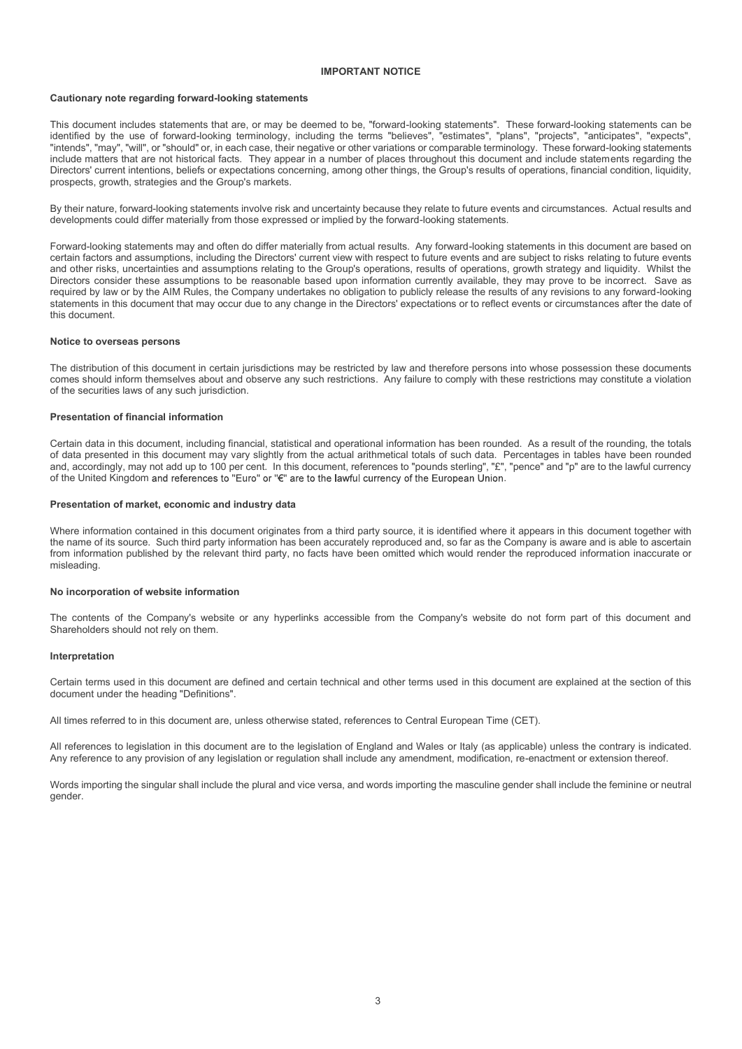# IMPORTANT NOTICE

**Cautionary note regarding forward-looking statements**

This document includes statements that are, or may be deemed to be, "forward-looking statements". These forward-looking statements can be identified by the use of forward-looking terminology, including the terms "believes", "estimates", "plans", "projects", "anticipates", "expects", "intends", "may", "will", or "should" or, in each case, their negative or other variations or comparable terminology. These forward-looking statements include matters that are not historical facts. They appear in a number of places throughout this document and include statements regarding the Directors' current intentions, beliefs or expectations concerning, among other things, the Group's results of operations, financial condition, liquidity, prospects, growth, strategies and the Group's markets.

By their nature, forward-looking statements involve risk and uncertainty because they relate to future events and circumstances. Actual results and developments could differ materially from those expressed or implied by the forward-looking statements.

Forward-looking statements may and often do differ materially from actual results. Any forward-looking statements in this document are based on certain factors and assumptions, including the Directors' current view with respect to future events and are subject to risks relating to future events and other risks, uncertainties and assumptions relating to the Group's operations, results of operations, growth strategy and liquidity. Whilst the Directors consider these assumptions to be reasonable based upon information currently available, they may prove to be incorrect. Save as required by law or by the AIM Rules, the Company undertakes no obligation to publicly release the results of any revisions to any forward-looking statements in this document that may occur due to any change in the Directors' expectations or to reflect events or circumstances after the date of this document.

**Notice to overseas persons**

The distribution of this document in certain jurisdictions may be restricted by law and therefore persons into whose possession these documents comes should inform themselves about and observe any such restrictions. Any failure to comply with these restrictions may constitute a violation of the securities laws of any such jurisdiction.

**Presentation of financial information**

Certain data in this document, including financial, statistical and operational information has been rounded. As a result of the rounding, the totals of data presented in this document may vary slightly from the actual arithmetical totals of such data. Percentages in tables have been rounded and, accordingly, may not add up to 100 per cent. In this document, references to "pounds sterling", "£", "pence" and "p" are to the lawful currency of the United Kingdom and references to "Euro" or "€" are to the lawful currency of the European Union.

**Presentation of market, economic and industry data**

Where information contained in this document originates from a third party source, it is identified where it appears in this document together with the name of its source. Such third party information has been accurately reproduced and, so far as the Company is aware and is able to ascertain from information published by the relevant third party, no facts have been omitted which would render the reproduced information inaccurate or misleading.

**No incorporation of website information**

The contents of the Company's website or any hyperlinks accessible from the Company's website do not form part of this document and Shareholders should not rely on them.

**Interpretation**

Certain terms used in this document are defined and certain technical and other terms used in this document are explained at the section of this document under the heading "Definitions".

All times referred to in this document are, unless otherwise stated, references to Central European Time (CET).

All references to legislation in this document are to the legislation of England and Wales or Italy (as applicable) unless the contrary is indicated. Any reference to any provision of any legislation or regulation shall include any amendment, modification, re-enactment or extension thereof.

Words importing the singular shall include the plural and vice versa, and words importing the masculine gender shall include the feminine or neutral gender.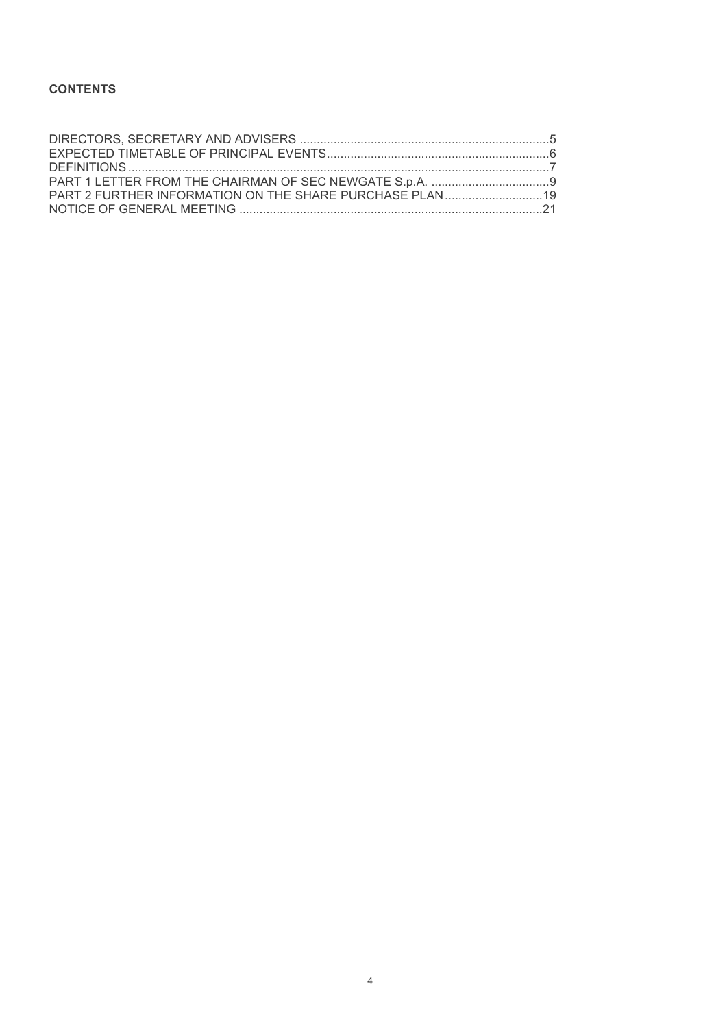**CONTENTS**

| | |
|---|---|
| DIRECTORS, SECRETARY AND ADVISERS | 5 |
| EXPECTED TIMETABLE OF PRINCIPAL EVENTS | 6 |
| DEFINITIONS | 7 |
| PART 1 LETTER FROM THE CHAIRMAN OF SEC NEWGATE S.p.A. | 9 |
| PART 2 FURTHER INFORMATION ON THE SHARE PURCHASE PLAN | 19 |
| NOTICE OF GENERAL MEETING | 21 |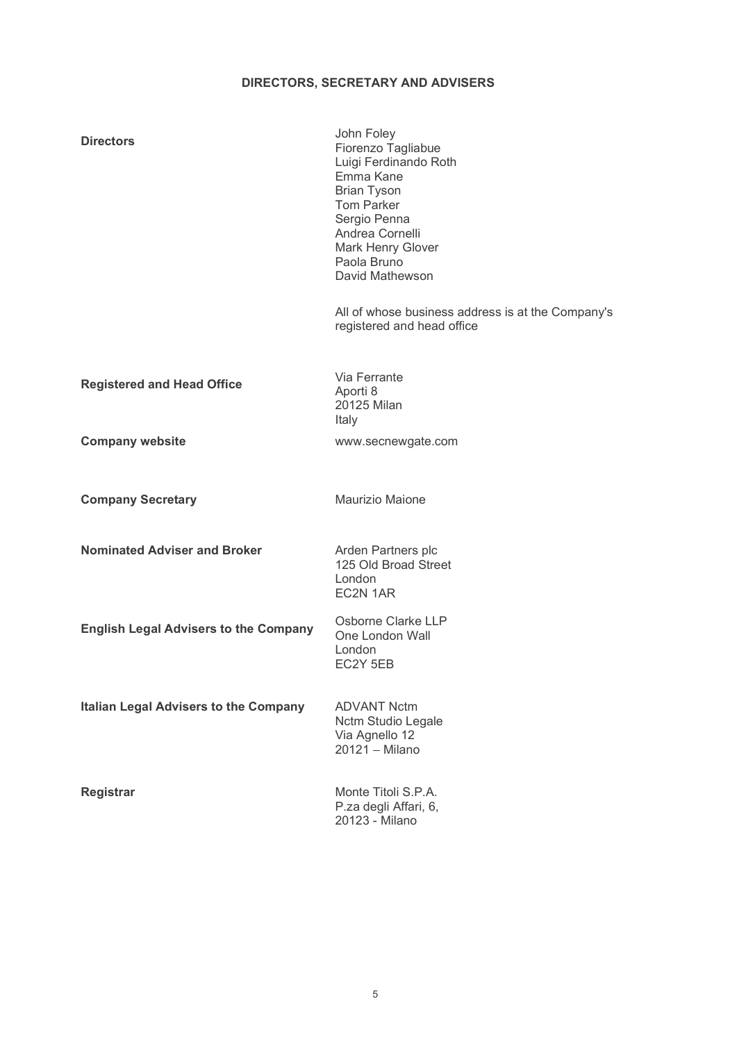## DIRECTORS, SECRETARY AND ADVISERS

| | |
|---|---|
| **Directors** | John Foley<br>Fiorenzo Tagliabue<br>Luigi Ferdinando Roth<br>Emma Kane<br>Brian Tyson<br>Tom Parker<br>Sergio Penna<br>Andrea Cornelli<br>Mark Henry Glover<br>Paola Bruno<br>David Mathewson<br><br>All of whose business address is at the Company's registered and head office |
| **Registered and Head Office** | Via Ferrante<br>Aporti 8<br>20125 Milan<br>Italy |
| **Company website** | www.secnewgate.com |
| **Company Secretary** | Maurizio Maione |
| **Nominated Adviser and Broker** | Arden Partners plc<br>125 Old Broad Street<br>London<br>EC2N 1AR |
| **English Legal Advisers to the Company** | Osborne Clarke LLP<br>One London Wall<br>London<br>EC2Y 5EB |
| **Italian Legal Advisers to the Company** | ADVANT Nctm<br>Nctm Studio Legale<br>Via Agnello 12<br>20121 – Milano |
| **Registrar** | Monte Titoli S.P.A.<br>P.za degli Affari, 6,<br>20123 - Milano |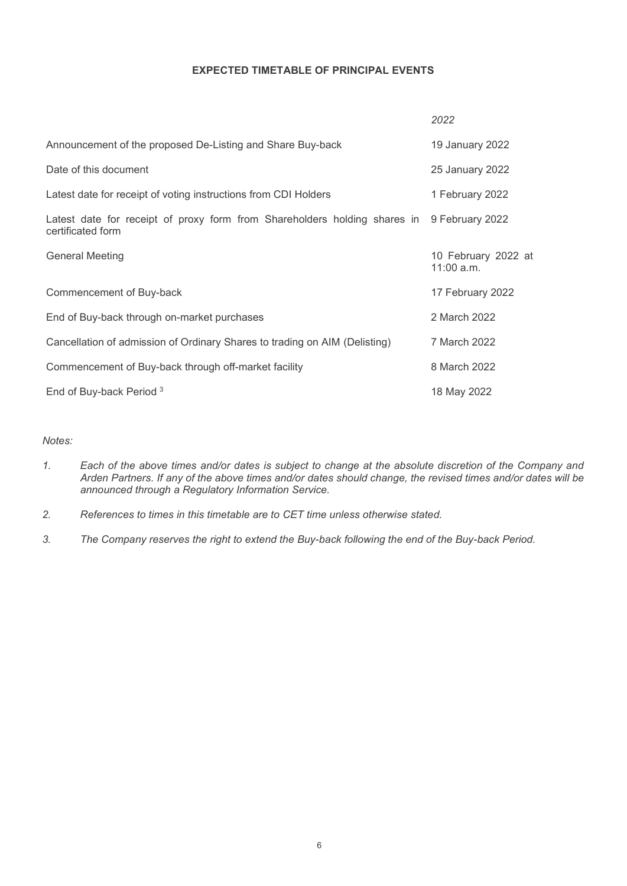**EXPECTED TIMETABLE OF PRINCIPAL EVENTS**

| | *2022* |
|---|---|
| Announcement of the proposed De-Listing and Share Buy-back | 19 January 2022 |
| Date of this document | 25 January 2022 |
| Latest date for receipt of voting instructions from CDI Holders | 1 February 2022 |
| Latest date for receipt of proxy form from Shareholders holding shares in certificated form | 9 February 2022 |
| General Meeting | 10 February 2022 at 11:00 a.m. |
| Commencement of Buy-back | 17 February 2022 |
| End of Buy-back through on-market purchases | 2 March 2022 |
| Cancellation of admission of Ordinary Shares to trading on AIM (Delisting) | 7 March 2022 |
| Commencement of Buy-back through off-market facility | 8 March 2022 |
| End of Buy-back Period [3] | 18 May 2022 |

*Notes:*

1. *Each of the above times and/or dates is subject to change at the absolute discretion of the Company and Arden Partners. If any of the above times and/or dates should change, the revised times and/or dates will be announced through a Regulatory Information Service.*
2. *References to times in this timetable are to CET time unless otherwise stated.*
3. *The Company reserves the right to extend the Buy-back following the end of the Buy-back Period.*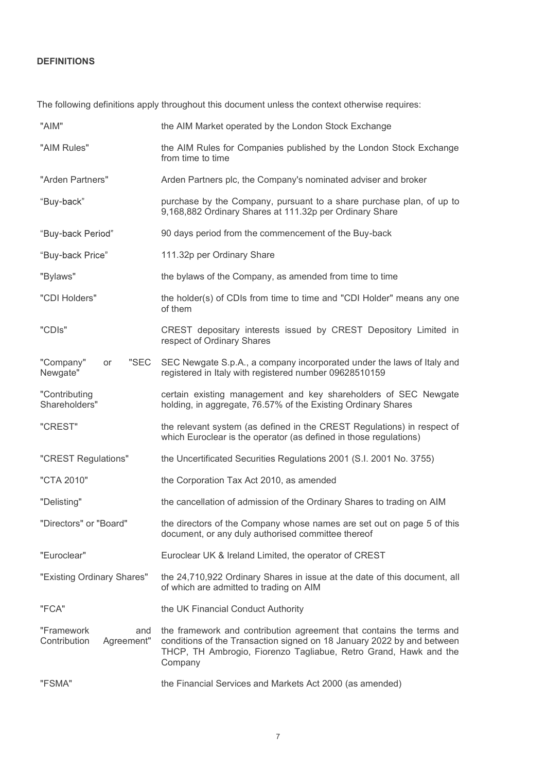## DEFINITIONS

The following definitions apply throughout this document unless the context otherwise requires:

| | |
|---|---|
| "AIM" | the AIM Market operated by the London Stock Exchange |
| "AIM Rules" | the AIM Rules for Companies published by the London Stock Exchange from time to time |
| "Arden Partners" | Arden Partners plc, the Company's nominated adviser and broker |
| "Buy-back" | purchase by the Company, pursuant to a share purchase plan, of up to 9,168,882 Ordinary Shares at 111.32p per Ordinary Share |
| "Buy-back Period" | 90 days period from the commencement of the Buy-back |
| "Buy-back Price" | 111.32p per Ordinary Share |
| "Bylaws" | the bylaws of the Company, as amended from time to time |
| "CDI Holders" | the holder(s) of CDIs from time to time and "CDI Holder" means any one of them |
| "CDIs" | CREST depositary interests issued by CREST Depository Limited in respect of Ordinary Shares |
| "Company" or "SEC Newgate" | SEC Newgate S.p.A., a company incorporated under the laws of Italy and registered in Italy with registered number 09628510159 |
| "Contributing Shareholders" | certain existing management and key shareholders of SEC Newgate holding, in aggregate, 76.57% of the Existing Ordinary Shares |
| "CREST" | the relevant system (as defined in the CREST Regulations) in respect of which Euroclear is the operator (as defined in those regulations) |
| "CREST Regulations" | the Uncertificated Securities Regulations 2001 (S.I. 2001 No. 3755) |
| "CTA 2010" | the Corporation Tax Act 2010, as amended |
| "Delisting" | the cancellation of admission of the Ordinary Shares to trading on AIM |
| "Directors" or "Board" | the directors of the Company whose names are set out on page 5 of this document, or any duly authorised committee thereof |
| "Euroclear" | Euroclear UK & Ireland Limited, the operator of CREST |
| "Existing Ordinary Shares" | the 24,710,922 Ordinary Shares in issue at the date of this document, all of which are admitted to trading on AIM |
| "FCA" | the UK Financial Conduct Authority |
| "Framework and Contribution Agreement" | the framework and contribution agreement that contains the terms and conditions of the Transaction signed on 18 January 2022 by and between THCP, TH Ambrogio, Fiorenzo Tagliabue, Retro Grand, Hawk and the Company |
| "FSMA" | the Financial Services and Markets Act 2000 (as amended) |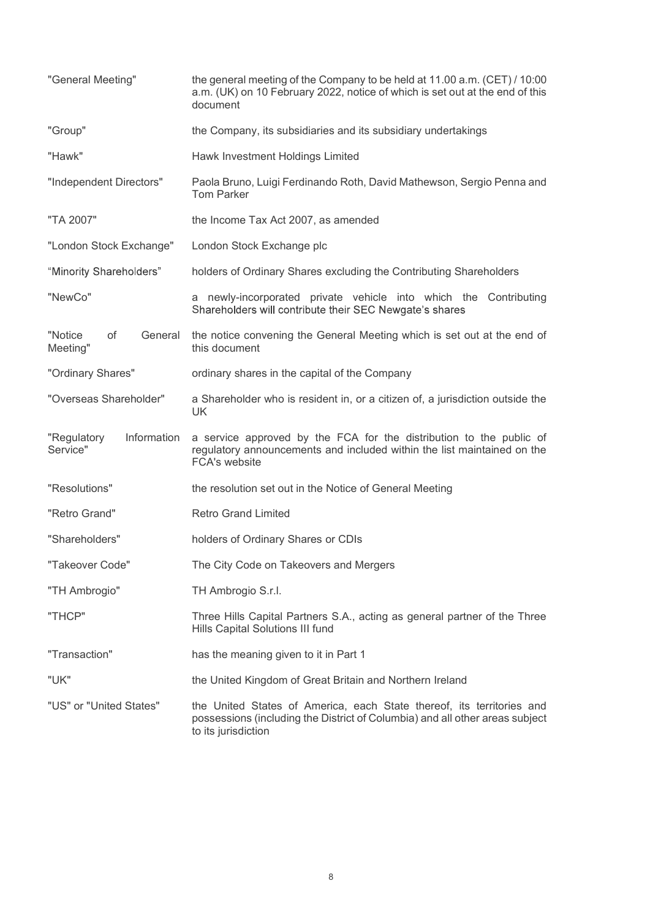| | |
|---|---|
| "General Meeting" | the general meeting of the Company to be held at 11.00 a.m. (CET) / 10:00 a.m. (UK) on 10 February 2022, notice of which is set out at the end of this document |
| "Group" | the Company, its subsidiaries and its subsidiary undertakings |
| "Hawk" | Hawk Investment Holdings Limited |
| "Independent Directors" | Paola Bruno, Luigi Ferdinando Roth, David Mathewson, Sergio Penna and Tom Parker |
| "TA 2007" | the Income Tax Act 2007, as amended |
| "London Stock Exchange" | London Stock Exchange plc |
| "Minority Shareholders" | holders of Ordinary Shares excluding the Contributing Shareholders |
| "NewCo" | a newly-incorporated private vehicle into which the Contributing Shareholders will contribute their SEC Newgate's shares |
| "Notice of General Meeting" | the notice convening the General Meeting which is set out at the end of this document |
| "Ordinary Shares" | ordinary shares in the capital of the Company |
| "Overseas Shareholder" | a Shareholder who is resident in, or a citizen of, a jurisdiction outside the UK |
| "Regulatory Information Service" | a service approved by the FCA for the distribution to the public of regulatory announcements and included within the list maintained on the FCA's website |
| "Resolutions" | the resolution set out in the Notice of General Meeting |
| "Retro Grand" | Retro Grand Limited |
| "Shareholders" | holders of Ordinary Shares or CDIs |
| "Takeover Code" | The City Code on Takeovers and Mergers |
| "TH Ambrogio" | TH Ambrogio S.r.l. |
| "THCP" | Three Hills Capital Partners S.A., acting as general partner of the Three Hills Capital Solutions III fund |
| "Transaction" | has the meaning given to it in Part 1 |
| "UK" | the United Kingdom of Great Britain and Northern Ireland |
| "US" or "United States" | the United States of America, each State thereof, its territories and possessions (including the District of Columbia) and all other areas subject to its jurisdiction |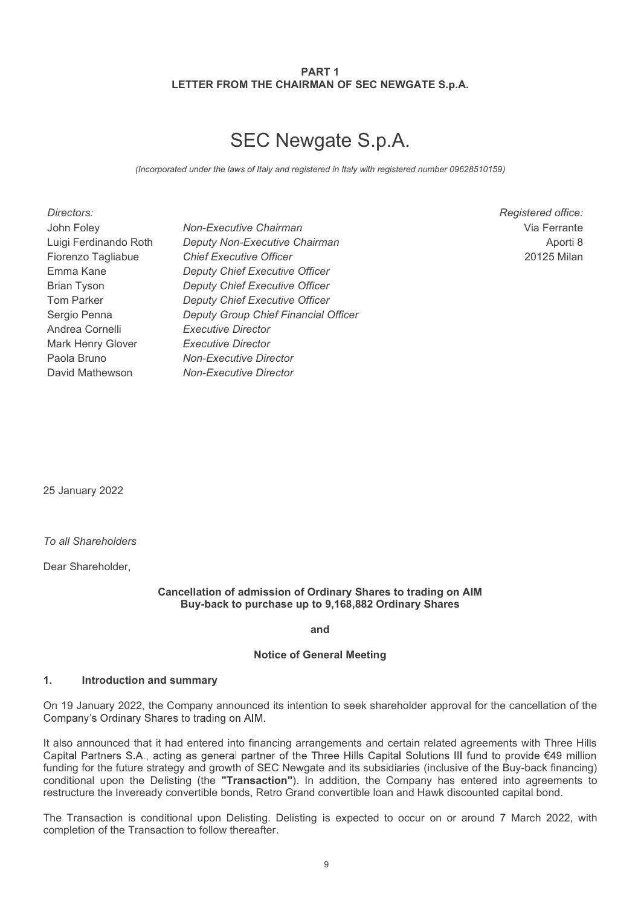**PART 1**
**LETTER FROM THE CHAIRMAN OF SEC NEWGATE S.p.A.**

# SEC Newgate S.p.A.

*(Incorporated under the laws of Italy and registered in Italy with registered number 09628510159)*

| *Directors:* | | *Registered office:* |
|---|---|---|
| John Foley | *Non-Executive Chairman* | Via Ferrante |
| Luigi Ferdinando Roth | *Deputy Non-Executive Chairman* | Aporti 8 |
| Fiorenzo Tagliabue | *Chief Executive Officer* | 20125 Milan |
| Emma Kane | *Deputy Chief Executive Officer* | |
| Brian Tyson | *Deputy Chief Executive Officer* | |
| Tom Parker | *Deputy Chief Executive Officer* | |
| Sergio Penna | *Deputy Group Chief Financial Officer* | |
| Andrea Cornelli | *Executive Director* | |
| Mark Henry Glover | *Executive Director* | |
| Paola Bruno | *Non-Executive Director* | |
| David Mathewson | *Non-Executive Director* | |

25 January 2022

*To all Shareholders*

Dear Shareholder,

**Cancellation of admission of Ordinary Shares to trading on AIM**
**Buy-back to purchase up to 9,168,882 Ordinary Shares**

**and**

**Notice of General Meeting**

## 1. Introduction and summary

On 19 January 2022, the Company announced its intention to seek shareholder approval for the cancellation of the Company's Ordinary Shares to trading on AIM.

It also announced that it had entered into financing arrangements and certain related agreements with Three Hills Capital Partners S.A., acting as general partner of the Three Hills Capital Solutions III fund to provide €49 million funding for the future strategy and growth of SEC Newgate and its subsidiaries (inclusive of the Buy-back financing) conditional upon the Delisting (the **"Transaction"**). In addition, the Company has entered into agreements to restructure the Inveready convertible bonds, Retro Grand convertible loan and Hawk discounted capital bond.

The Transaction is conditional upon Delisting. Delisting is expected to occur on or around 7 March 2022, with completion of the Transaction to follow thereafter.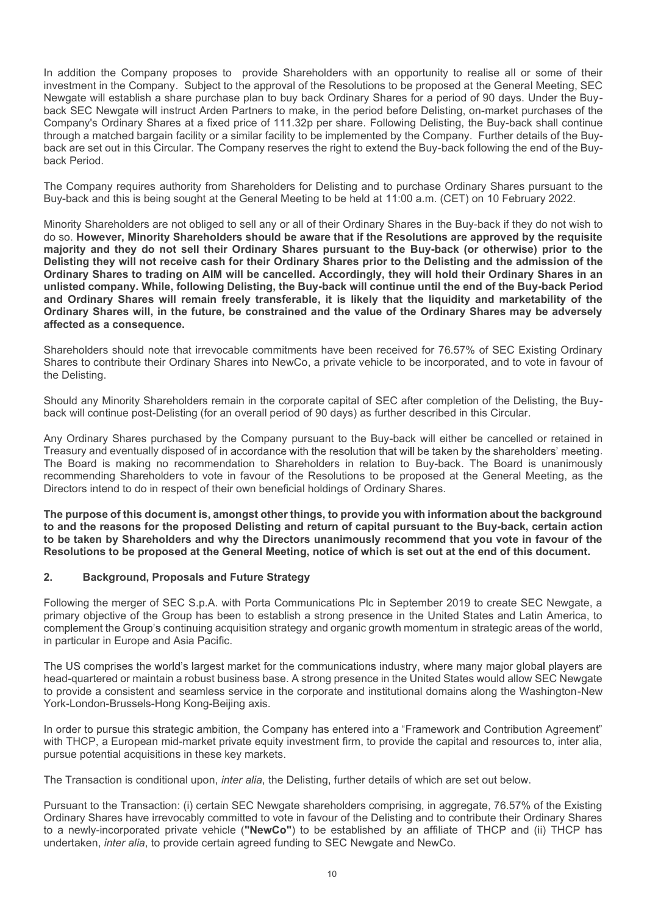In addition the Company proposes to provide Shareholders with an opportunity to realise all or some of their investment in the Company. Subject to the approval of the Resolutions to be proposed at the General Meeting, SEC Newgate will establish a share purchase plan to buy back Ordinary Shares for a period of 90 days. Under the Buy-back SEC Newgate will instruct Arden Partners to make, in the period before Delisting, on-market purchases of the Company's Ordinary Shares at a fixed price of 111.32p per share. Following Delisting, the Buy-back shall continue through a matched bargain facility or a similar facility to be implemented by the Company. Further details of the Buy-back are set out in this Circular. The Company reserves the right to extend the Buy-back following the end of the Buy-back Period.

The Company requires authority from Shareholders for Delisting and to purchase Ordinary Shares pursuant to the Buy-back and this is being sought at the General Meeting to be held at 11:00 a.m. (CET) on 10 February 2022.

Minority Shareholders are not obliged to sell any or all of their Ordinary Shares in the Buy-back if they do not wish to do so. **However, Minority Shareholders should be aware that if the Resolutions are approved by the requisite majority and they do not sell their Ordinary Shares pursuant to the Buy-back (or otherwise) prior to the Delisting they will not receive cash for their Ordinary Shares prior to the Delisting and the admission of the Ordinary Shares to trading on AIM will be cancelled. Accordingly, they will hold their Ordinary Shares in an unlisted company. While, following Delisting, the Buy-back will continue until the end of the Buy-back Period and Ordinary Shares will remain freely transferable, it is likely that the liquidity and marketability of the Ordinary Shares will, in the future, be constrained and the value of the Ordinary Shares may be adversely affected as a consequence.**

Shareholders should note that irrevocable commitments have been received for 76.57% of SEC Existing Ordinary Shares to contribute their Ordinary Shares into NewCo, a private vehicle to be incorporated, and to vote in favour of the Delisting.

Should any Minority Shareholders remain in the corporate capital of SEC after completion of the Delisting, the Buy-back will continue post-Delisting (for an overall period of 90 days) as further described in this Circular.

Any Ordinary Shares purchased by the Company pursuant to the Buy-back will either be cancelled or retained in Treasury and eventually disposed of in accordance with the resolution that will be taken by the shareholders' meeting. The Board is making no recommendation to Shareholders in relation to Buy-back. The Board is unanimously recommending Shareholders to vote in favour of the Resolutions to be proposed at the General Meeting, as the Directors intend to do in respect of their own beneficial holdings of Ordinary Shares.

**The purpose of this document is, amongst other things, to provide you with information about the background to and the reasons for the proposed Delisting and return of capital pursuant to the Buy-back, certain action to be taken by Shareholders and why the Directors unanimously recommend that you vote in favour of the Resolutions to be proposed at the General Meeting, notice of which is set out at the end of this document.**

## 2. Background, Proposals and Future Strategy

Following the merger of SEC S.p.A. with Porta Communications Plc in September 2019 to create SEC Newgate, a primary objective of the Group has been to establish a strong presence in the United States and Latin America, to complement the Group's continuing acquisition strategy and organic growth momentum in strategic areas of the world, in particular in Europe and Asia Pacific.

The US comprises the world's largest market for the communications industry, where many major global players are head-quartered or maintain a robust business base. A strong presence in the United States would allow SEC Newgate to provide a consistent and seamless service in the corporate and institutional domains along the Washington-New York-London-Brussels-Hong Kong-Beijing axis.

In order to pursue this strategic ambition, the Company has entered into a "Framework and Contribution Agreement" with THCP, a European mid-market private equity investment firm, to provide the capital and resources to, inter alia, pursue potential acquisitions in these key markets.

The Transaction is conditional upon, *inter alia*, the Delisting, further details of which are set out below.

Pursuant to the Transaction: (i) certain SEC Newgate shareholders comprising, in aggregate, 76.57% of the Existing Ordinary Shares have irrevocably committed to vote in favour of the Delisting and to contribute their Ordinary Shares to a newly-incorporated private vehicle (**"NewCo"**) to be established by an affiliate of THCP and (ii) THCP has undertaken, *inter alia*, to provide certain agreed funding to SEC Newgate and NewCo.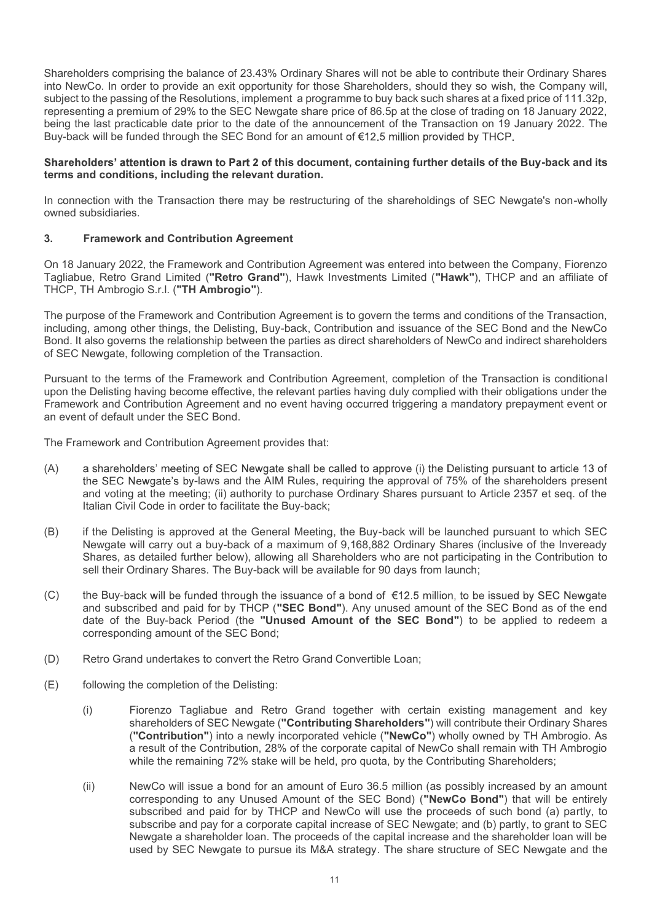Shareholders comprising the balance of 23.43% Ordinary Shares will not be able to contribute their Ordinary Shares into NewCo. In order to provide an exit opportunity for those Shareholders, should they so wish, the Company will, subject to the passing of the Resolutions, implement a programme to buy back such shares at a fixed price of 111.32p, representing a premium of 29% to the SEC Newgate share price of 86.5p at the close of trading on 18 January 2022, being the last practicable date prior to the date of the announcement of the Transaction on 19 January 2022. The Buy-back will be funded through the SEC Bond for an amount of €12.5 million provided by THCP.

**Shareholders' attention is drawn to Part 2 of this document, containing further details of the Buy-back and its terms and conditions, including the relevant duration.**

In connection with the Transaction there may be restructuring of the shareholdings of SEC Newgate's non-wholly owned subsidiaries.

## 3. Framework and Contribution Agreement

On 18 January 2022, the Framework and Contribution Agreement was entered into between the Company, Fiorenzo Tagliabue, Retro Grand Limited (**"Retro Grand"**), Hawk Investments Limited (**"Hawk"**), THCP and an affiliate of THCP, TH Ambrogio S.r.l. (**"TH Ambrogio"**).

The purpose of the Framework and Contribution Agreement is to govern the terms and conditions of the Transaction, including, among other things, the Delisting, Buy-back, Contribution and issuance of the SEC Bond and the NewCo Bond. It also governs the relationship between the parties as direct shareholders of NewCo and indirect shareholders of SEC Newgate, following completion of the Transaction.

Pursuant to the terms of the Framework and Contribution Agreement, completion of the Transaction is conditional upon the Delisting having become effective, the relevant parties having duly complied with their obligations under the Framework and Contribution Agreement and no event having occurred triggering a mandatory prepayment event or an event of default under the SEC Bond.

The Framework and Contribution Agreement provides that:

(A) a shareholders' meeting of SEC Newgate shall be called to approve (i) the Delisting pursuant to article 13 of the SEC Newgate's by-laws and the AIM Rules, requiring the approval of 75% of the shareholders present and voting at the meeting; (ii) authority to purchase Ordinary Shares pursuant to Article 2357 et seq. of the Italian Civil Code in order to facilitate the Buy-back;

(B) if the Delisting is approved at the General Meeting, the Buy-back will be launched pursuant to which SEC Newgate will carry out a buy-back of a maximum of 9,168,882 Ordinary Shares (inclusive of the Inveready Shares, as detailed further below), allowing all Shareholders who are not participating in the Contribution to sell their Ordinary Shares. The Buy-back will be available for 90 days from launch;

(C) the Buy-back will be funded through the issuance of a bond of €12.5 million, to be issued by SEC Newgate and subscribed and paid for by THCP (**"SEC Bond"**). Any unused amount of the SEC Bond as of the end date of the Buy-back Period (the **"Unused Amount of the SEC Bond"**) to be applied to redeem a corresponding amount of the SEC Bond;

(D) Retro Grand undertakes to convert the Retro Grand Convertible Loan;

(E) following the completion of the Delisting:

   (i) Fiorenzo Tagliabue and Retro Grand together with certain existing management and key shareholders of SEC Newgate (**"Contributing Shareholders"**) will contribute their Ordinary Shares (**"Contribution"**) into a newly incorporated vehicle (**"NewCo"**) wholly owned by TH Ambrogio. As a result of the Contribution, 28% of the corporate capital of NewCo shall remain with TH Ambrogio while the remaining 72% stake will be held, pro quota, by the Contributing Shareholders;

   (ii) NewCo will issue a bond for an amount of Euro 36.5 million (as possibly increased by an amount corresponding to any Unused Amount of the SEC Bond) (**"NewCo Bond"**) that will be entirely subscribed and paid for by THCP and NewCo will use the proceeds of such bond (a) partly, to subscribe and pay for a corporate capital increase of SEC Newgate; and (b) partly, to grant to SEC Newgate a shareholder loan. The proceeds of the capital increase and the shareholder loan will be used by SEC Newgate to pursue its M&A strategy. The share structure of SEC Newgate and the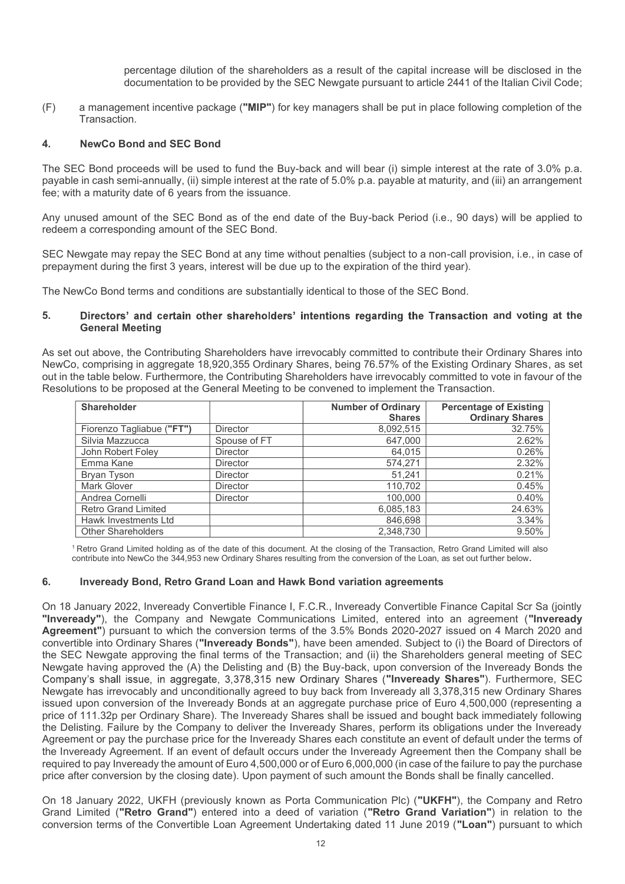percentage dilution of the shareholders as a result of the capital increase will be disclosed in the documentation to be provided by the SEC Newgate pursuant to article 2441 of the Italian Civil Code;

(F) a management incentive package (**"MIP"**) for key managers shall be put in place following completion of the Transaction.

## 4. NewCo Bond and SEC Bond

The SEC Bond proceeds will be used to fund the Buy-back and will bear (i) simple interest at the rate of 3.0% p.a. payable in cash semi-annually, (ii) simple interest at the rate of 5.0% p.a. payable at maturity, and (iii) an arrangement fee; with a maturity date of 6 years from the issuance.

Any unused amount of the SEC Bond as of the end date of the Buy-back Period (i.e., 90 days) will be applied to redeem a corresponding amount of the SEC Bond.

SEC Newgate may repay the SEC Bond at any time without penalties (subject to a non-call provision, i.e., in case of prepayment during the first 3 years, interest will be due up to the expiration of the third year).

The NewCo Bond terms and conditions are substantially identical to those of the SEC Bond.

## 5. Directors' and certain other shareholders' intentions regarding the Transaction and voting at the General Meeting

As set out above, the Contributing Shareholders have irrevocably committed to contribute their Ordinary Shares into NewCo, comprising in aggregate 18,920,355 Ordinary Shares, being 76.57% of the Existing Ordinary Shares, as set out in the table below. Furthermore, the Contributing Shareholders have irrevocably committed to vote in favour of the Resolutions to be proposed at the General Meeting to be convened to implement the Transaction.

| Shareholder | | Number of Ordinary Shares | Percentage of Existing Ordinary Shares |
|---|---|---|---|
| Fiorenzo Tagliabue (**"FT"**) | Director | 8,092,515 | 32.75% |
| Silvia Mazzucca | Spouse of FT | 647,000 | 2.62% |
| John Robert Foley | Director | 64,015 | 0.26% |
| Emma Kane | Director | 574,271 | 2.32% |
| Bryan Tyson | Director | 51,241 | 0.21% |
| Mark Glover | Director | 110,702 | 0.45% |
| Andrea Cornelli | Director | 100,000 | 0.40% |
| Retro Grand Limited | | 6,085,183 | 24.63% |
| Hawk Investments Ltd | | 846,698 | 3.34% |
| Other Shareholders | | 2,348,730 | 9.50% |

[1] Retro Grand Limited holding as of the date of this document. At the closing of the Transaction, Retro Grand Limited will also contribute into NewCo the 344,953 new Ordinary Shares resulting from the conversion of the Loan, as set out further below.

## 6. Inveready Bond, Retro Grand Loan and Hawk Bond variation agreements

On 18 January 2022, Inveready Convertible Finance I, F.C.R., Inveready Convertible Finance Capital Scr Sa (jointly **"Inveready"**), the Company and Newgate Communications Limited, entered into an agreement (**"Inveready Agreement"**) pursuant to which the conversion terms of the 3.5% Bonds 2020-2027 issued on 4 March 2020 and convertible into Ordinary Shares (**"Inveready Bonds"**), have been amended. Subject to (i) the Board of Directors of the SEC Newgate approving the final terms of the Transaction; and (ii) the Shareholders general meeting of SEC Newgate having approved the (A) the Delisting and (B) the Buy-back, upon conversion of the Inveready Bonds the Company's shall issue, in aggregate, 3,378,315 new Ordinary Shares (**"Inveready Shares"**). Furthermore, SEC Newgate has irrevocably and unconditionally agreed to buy back from Inveready all 3,378,315 new Ordinary Shares issued upon conversion of the Inveready Bonds at an aggregate purchase price of Euro 4,500,000 (representing a price of 111.32p per Ordinary Share). The Inveready Shares shall be issued and bought back immediately following the Delisting. Failure by the Company to deliver the Inveready Shares, perform its obligations under the Inveready Agreement or pay the purchase price for the Inveready Shares each constitute an event of default under the terms of the Inveready Agreement. If an event of default occurs under the Inveready Agreement then the Company shall be required to pay Inveready the amount of Euro 4,500,000 or of Euro 6,000,000 (in case of the failure to pay the purchase price after conversion by the closing date). Upon payment of such amount the Bonds shall be finally cancelled.

On 18 January 2022, UKFH (previously known as Porta Communication Plc) (**"UKFH"**), the Company and Retro Grand Limited (**"Retro Grand"**) entered into a deed of variation (**"Retro Grand Variation"**) in relation to the conversion terms of the Convertible Loan Agreement Undertaking dated 11 June 2019 (**"Loan"**) pursuant to which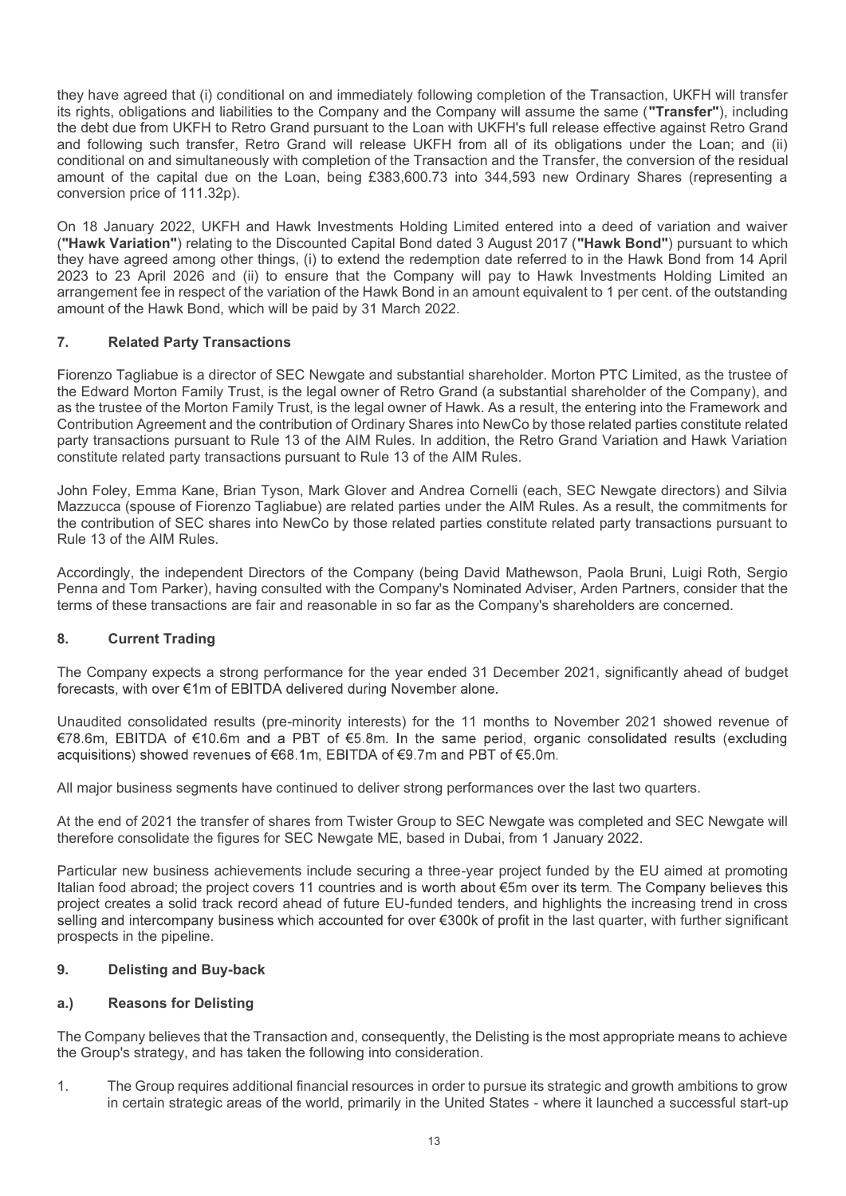they have agreed that (i) conditional on and immediately following completion of the Transaction, UKFH will transfer its rights, obligations and liabilities to the Company and the Company will assume the same (**"Transfer"**), including the debt due from UKFH to Retro Grand pursuant to the Loan with UKFH's full release effective against Retro Grand and following such transfer, Retro Grand will release UKFH from all of its obligations under the Loan; and (ii) conditional on and simultaneously with completion of the Transaction and the Transfer, the conversion of the residual amount of the capital due on the Loan, being £383,600.73 into 344,593 new Ordinary Shares (representing a conversion price of 111.32p).

On 18 January 2022, UKFH and Hawk Investments Holding Limited entered into a deed of variation and waiver (**"Hawk Variation"**) relating to the Discounted Capital Bond dated 3 August 2017 (**"Hawk Bond"**) pursuant to which they have agreed among other things, (i) to extend the redemption date referred to in the Hawk Bond from 14 April 2023 to 23 April 2026 and (ii) to ensure that the Company will pay to Hawk Investments Holding Limited an arrangement fee in respect of the variation of the Hawk Bond in an amount equivalent to 1 per cent. of the outstanding amount of the Hawk Bond, which will be paid by 31 March 2022.

## 7. Related Party Transactions

Fiorenzo Tagliabue is a director of SEC Newgate and substantial shareholder. Morton PTC Limited, as the trustee of the Edward Morton Family Trust, is the legal owner of Retro Grand (a substantial shareholder of the Company), and as the trustee of the Morton Family Trust, is the legal owner of Hawk. As a result, the entering into the Framework and Contribution Agreement and the contribution of Ordinary Shares into NewCo by those related parties constitute related party transactions pursuant to Rule 13 of the AIM Rules. In addition, the Retro Grand Variation and Hawk Variation constitute related party transactions pursuant to Rule 13 of the AIM Rules.

John Foley, Emma Kane, Brian Tyson, Mark Glover and Andrea Cornelli (each, SEC Newgate directors) and Silvia Mazzucca (spouse of Fiorenzo Tagliabue) are related parties under the AIM Rules. As a result, the commitments for the contribution of SEC shares into NewCo by those related parties constitute related party transactions pursuant to Rule 13 of the AIM Rules.

Accordingly, the independent Directors of the Company (being David Mathewson, Paola Bruni, Luigi Roth, Sergio Penna and Tom Parker), having consulted with the Company's Nominated Adviser, Arden Partners, consider that the terms of these transactions are fair and reasonable in so far as the Company's shareholders are concerned.

## 8. Current Trading

The Company expects a strong performance for the year ended 31 December 2021, significantly ahead of budget forecasts, with over €1m of EBITDA delivered during November alone.

Unaudited consolidated results (pre-minority interests) for the 11 months to November 2021 showed revenue of €78.6m, EBITDA of €10.6m and a PBT of €5.8m. In the same period, organic consolidated results (excluding acquisitions) showed revenues of €68.1m, EBITDA of €9.7m and PBT of €5.0m.

All major business segments have continued to deliver strong performances over the last two quarters.

At the end of 2021 the transfer of shares from Twister Group to SEC Newgate was completed and SEC Newgate will therefore consolidate the figures for SEC Newgate ME, based in Dubai, from 1 January 2022.

Particular new business achievements include securing a three-year project funded by the EU aimed at promoting Italian food abroad; the project covers 11 countries and is worth about €5m over its term. The Company believes this project creates a solid track record ahead of future EU-funded tenders, and highlights the increasing trend in cross selling and intercompany business which accounted for over €300k of profit in the last quarter, with further significant prospects in the pipeline.

## 9. Delisting and Buy-back

### a.) Reasons for Delisting

The Company believes that the Transaction and, consequently, the Delisting is the most appropriate means to achieve the Group's strategy, and has taken the following into consideration.

1. The Group requires additional financial resources in order to pursue its strategic and growth ambitions to grow in certain strategic areas of the world, primarily in the United States - where it launched a successful start-up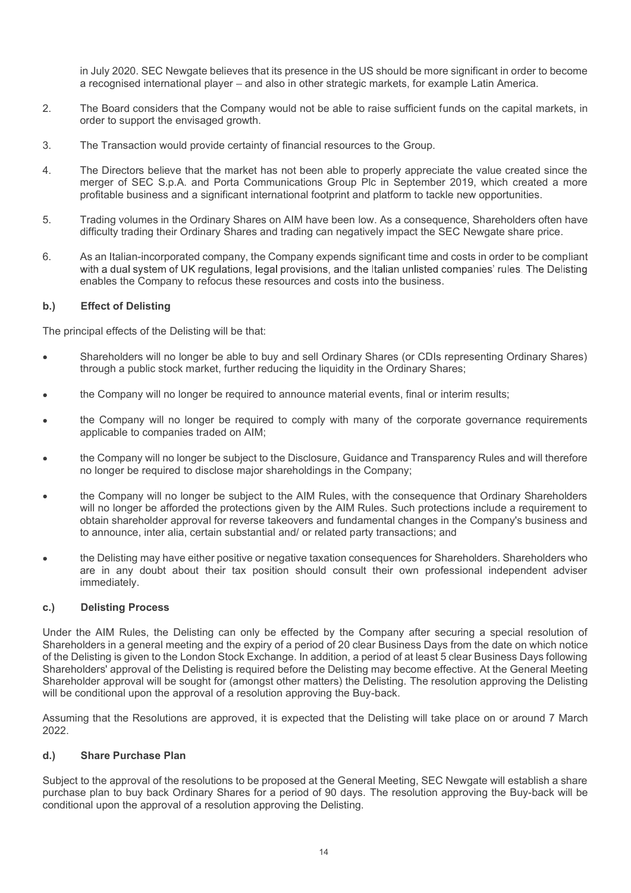in July 2020. SEC Newgate believes that its presence in the US should be more significant in order to become a recognised international player – and also in other strategic markets, for example Latin America.

2. The Board considers that the Company would not be able to raise sufficient funds on the capital markets, in order to support the envisaged growth.

3. The Transaction would provide certainty of financial resources to the Group.

4. The Directors believe that the market has not been able to properly appreciate the value created since the merger of SEC S.p.A. and Porta Communications Group Plc in September 2019, which created a more profitable business and a significant international footprint and platform to tackle new opportunities.

5. Trading volumes in the Ordinary Shares on AIM have been low. As a consequence, Shareholders often have difficulty trading their Ordinary Shares and trading can negatively impact the SEC Newgate share price.

6. As an Italian-incorporated company, the Company expends significant time and costs in order to be compliant with a dual system of UK regulations, legal provisions, and the Italian unlisted companies' rules. The Delisting enables the Company to refocus these resources and costs into the business.

### b.) Effect of Delisting

The principal effects of the Delisting will be that:

- Shareholders will no longer be able to buy and sell Ordinary Shares (or CDIs representing Ordinary Shares) through a public stock market, further reducing the liquidity in the Ordinary Shares;
- the Company will no longer be required to announce material events, final or interim results;
- the Company will no longer be required to comply with many of the corporate governance requirements applicable to companies traded on AIM;
- the Company will no longer be subject to the Disclosure, Guidance and Transparency Rules and will therefore no longer be required to disclose major shareholdings in the Company;
- the Company will no longer be subject to the AIM Rules, with the consequence that Ordinary Shareholders will no longer be afforded the protections given by the AIM Rules. Such protections include a requirement to obtain shareholder approval for reverse takeovers and fundamental changes in the Company's business and to announce, inter alia, certain substantial and/ or related party transactions; and
- the Delisting may have either positive or negative taxation consequences for Shareholders. Shareholders who are in any doubt about their tax position should consult their own professional independent adviser immediately.

### c.) Delisting Process

Under the AIM Rules, the Delisting can only be effected by the Company after securing a special resolution of Shareholders in a general meeting and the expiry of a period of 20 clear Business Days from the date on which notice of the Delisting is given to the London Stock Exchange. In addition, a period of at least 5 clear Business Days following Shareholders' approval of the Delisting is required before the Delisting may become effective. At the General Meeting Shareholder approval will be sought for (amongst other matters) the Delisting. The resolution approving the Delisting will be conditional upon the approval of a resolution approving the Buy-back.

Assuming that the Resolutions are approved, it is expected that the Delisting will take place on or around 7 March 2022.

### d.) Share Purchase Plan

Subject to the approval of the resolutions to be proposed at the General Meeting, SEC Newgate will establish a share purchase plan to buy back Ordinary Shares for a period of 90 days. The resolution approving the Buy-back will be conditional upon the approval of a resolution approving the Delisting.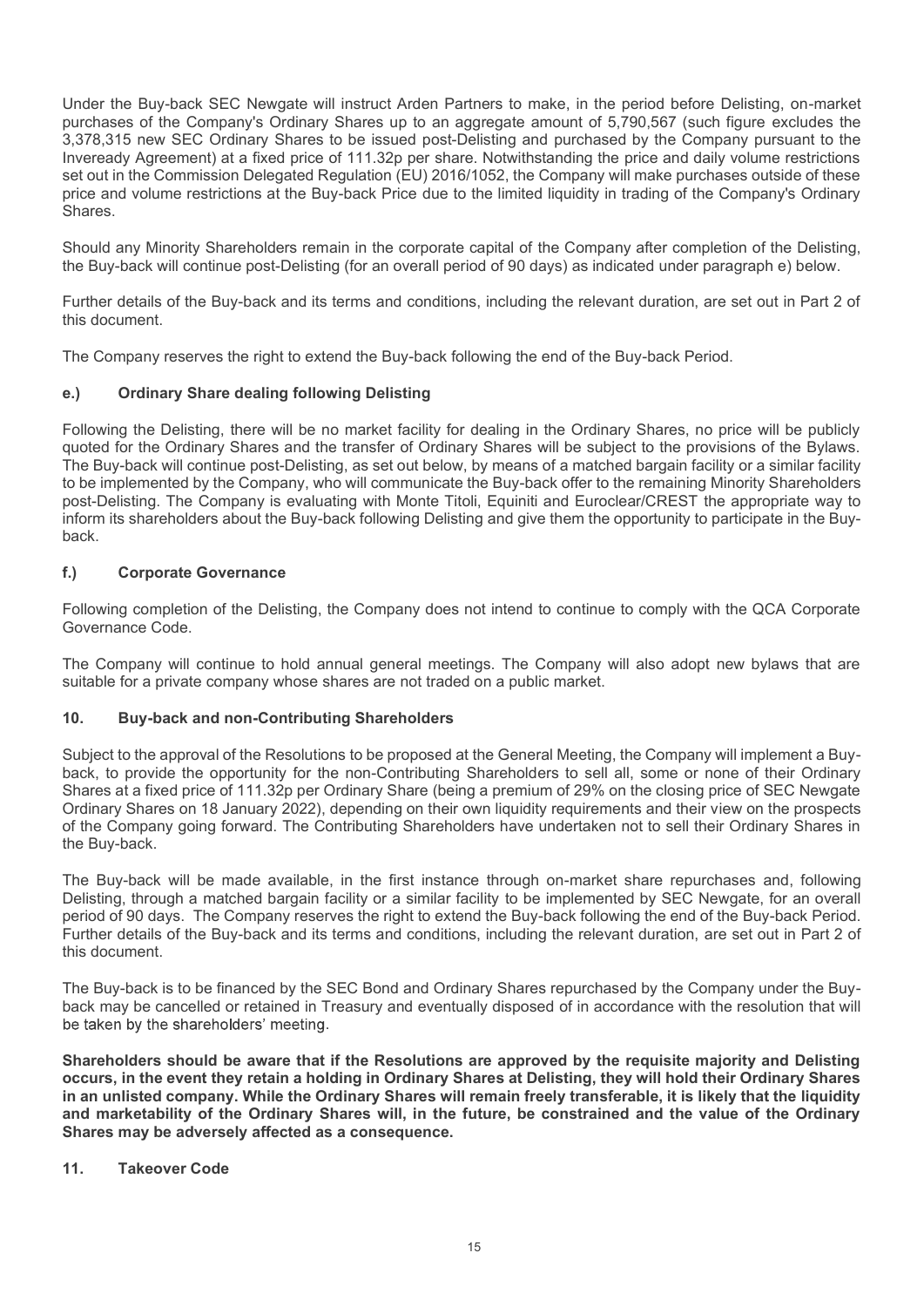Under the Buy-back SEC Newgate will instruct Arden Partners to make, in the period before Delisting, on-market purchases of the Company's Ordinary Shares up to an aggregate amount of 5,790,567 (such figure excludes the 3,378,315 new SEC Ordinary Shares to be issued post-Delisting and purchased by the Company pursuant to the Inveready Agreement) at a fixed price of 111.32p per share. Notwithstanding the price and daily volume restrictions set out in the Commission Delegated Regulation (EU) 2016/1052, the Company will make purchases outside of these price and volume restrictions at the Buy-back Price due to the limited liquidity in trading of the Company's Ordinary Shares.

Should any Minority Shareholders remain in the corporate capital of the Company after completion of the Delisting, the Buy-back will continue post-Delisting (for an overall period of 90 days) as indicated under paragraph e) below.

Further details of the Buy-back and its terms and conditions, including the relevant duration, are set out in Part 2 of this document.

The Company reserves the right to extend the Buy-back following the end of the Buy-back Period.

### e.) Ordinary Share dealing following Delisting

Following the Delisting, there will be no market facility for dealing in the Ordinary Shares, no price will be publicly quoted for the Ordinary Shares and the transfer of Ordinary Shares will be subject to the provisions of the Bylaws. The Buy-back will continue post-Delisting, as set out below, by means of a matched bargain facility or a similar facility to be implemented by the Company, who will communicate the Buy-back offer to the remaining Minority Shareholders post-Delisting. The Company is evaluating with Monte Titoli, Equiniti and Euroclear/CREST the appropriate way to inform its shareholders about the Buy-back following Delisting and give them the opportunity to participate in the Buy-back.

### f.) Corporate Governance

Following completion of the Delisting, the Company does not intend to continue to comply with the QCA Corporate Governance Code.

The Company will continue to hold annual general meetings. The Company will also adopt new bylaws that are suitable for a private company whose shares are not traded on a public market.

## 10. Buy-back and non-Contributing Shareholders

Subject to the approval of the Resolutions to be proposed at the General Meeting, the Company will implement a Buy-back, to provide the opportunity for the non-Contributing Shareholders to sell all, some or none of their Ordinary Shares at a fixed price of 111.32p per Ordinary Share (being a premium of 29% on the closing price of SEC Newgate Ordinary Shares on 18 January 2022), depending on their own liquidity requirements and their view on the prospects of the Company going forward. The Contributing Shareholders have undertaken not to sell their Ordinary Shares in the Buy-back.

The Buy-back will be made available, in the first instance through on-market share repurchases and, following Delisting, through a matched bargain facility or a similar facility to be implemented by SEC Newgate, for an overall period of 90 days. The Company reserves the right to extend the Buy-back following the end of the Buy-back Period. Further details of the Buy-back and its terms and conditions, including the relevant duration, are set out in Part 2 of this document.

The Buy-back is to be financed by the SEC Bond and Ordinary Shares repurchased by the Company under the Buy-back may be cancelled or retained in Treasury and eventually disposed of in accordance with the resolution that will be taken by the shareholders' meeting.

**Shareholders should be aware that if the Resolutions are approved by the requisite majority and Delisting occurs, in the event they retain a holding in Ordinary Shares at Delisting, they will hold their Ordinary Shares in an unlisted company. While the Ordinary Shares will remain freely transferable, it is likely that the liquidity and marketability of the Ordinary Shares will, in the future, be constrained and the value of the Ordinary Shares may be adversely affected as a consequence.**

## 11. Takeover Code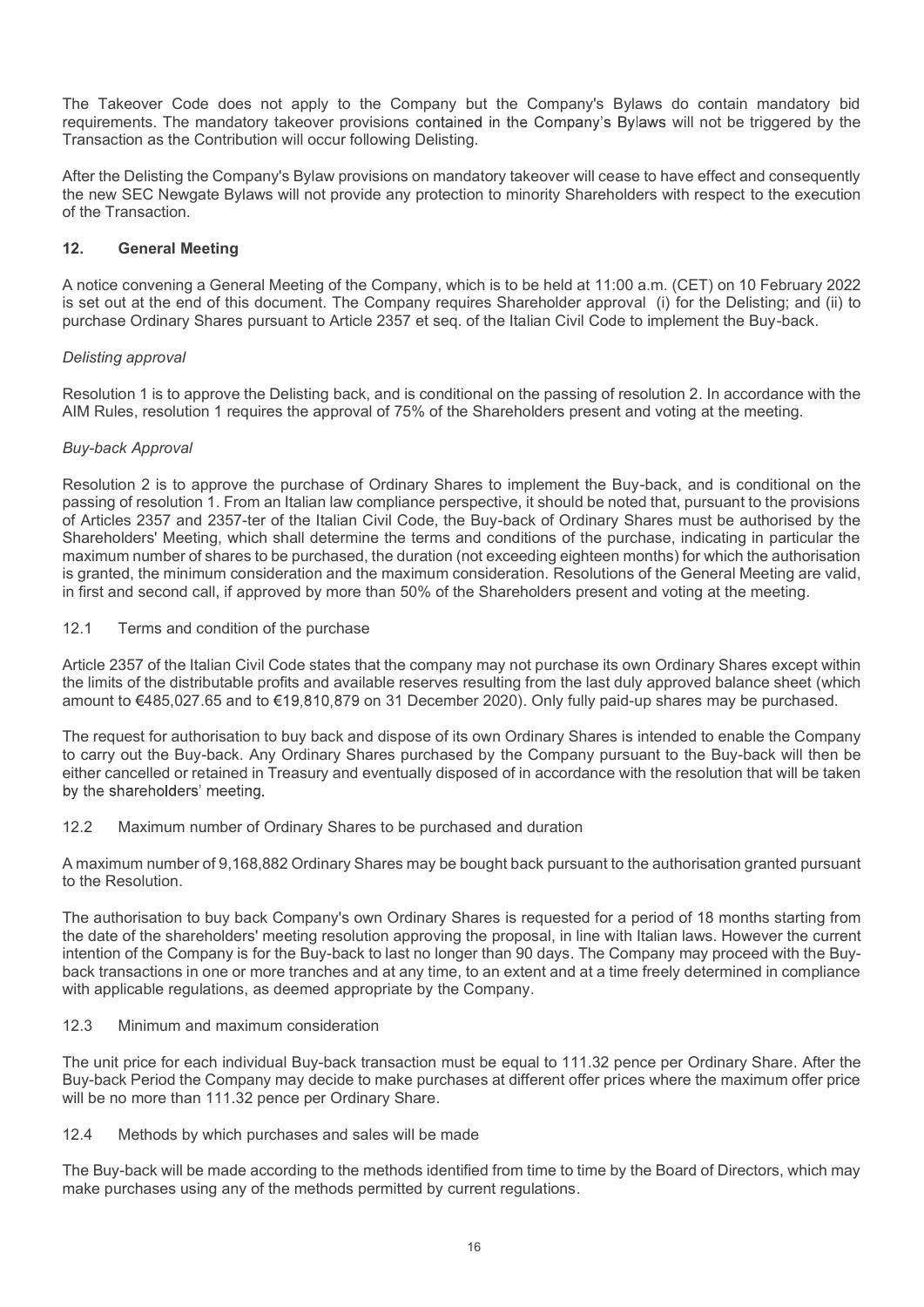The Takeover Code does not apply to the Company but the Company's Bylaws do contain mandatory bid requirements. The mandatory takeover provisions contained in the Company's Bylaws will not be triggered by the Transaction as the Contribution will occur following Delisting.

After the Delisting the Company's Bylaw provisions on mandatory takeover will cease to have effect and consequently the new SEC Newgate Bylaws will not provide any protection to minority Shareholders with respect to the execution of the Transaction.

## 12. General Meeting

A notice convening a General Meeting of the Company, which is to be held at 11:00 a.m. (CET) on 10 February 2022 is set out at the end of this document. The Company requires Shareholder approval (i) for the Delisting; and (ii) to purchase Ordinary Shares pursuant to Article 2357 et seq. of the Italian Civil Code to implement the Buy-back.

*Delisting approval*

Resolution 1 is to approve the Delisting back, and is conditional on the passing of resolution 2. In accordance with the AIM Rules, resolution 1 requires the approval of 75% of the Shareholders present and voting at the meeting.

*Buy-back Approval*

Resolution 2 is to approve the purchase of Ordinary Shares to implement the Buy-back, and is conditional on the passing of resolution 1. From an Italian law compliance perspective, it should be noted that, pursuant to the provisions of Articles 2357 and 2357-ter of the Italian Civil Code, the Buy-back of Ordinary Shares must be authorised by the Shareholders' Meeting, which shall determine the terms and conditions of the purchase, indicating in particular the maximum number of shares to be purchased, the duration (not exceeding eighteen months) for which the authorisation is granted, the minimum consideration and the maximum consideration. Resolutions of the General Meeting are valid, in first and second call, if approved by more than 50% of the Shareholders present and voting at the meeting.

### 12.1 Terms and condition of the purchase

Article 2357 of the Italian Civil Code states that the company may not purchase its own Ordinary Shares except within the limits of the distributable profits and available reserves resulting from the last duly approved balance sheet (which amount to €485,027.65 and to €19,810,879 on 31 December 2020). Only fully paid-up shares may be purchased.

The request for authorisation to buy back and dispose of its own Ordinary Shares is intended to enable the Company to carry out the Buy-back. Any Ordinary Shares purchased by the Company pursuant to the Buy-back will then be either cancelled or retained in Treasury and eventually disposed of in accordance with the resolution that will be taken by the shareholders' meeting.

### 12.2 Maximum number of Ordinary Shares to be purchased and duration

A maximum number of 9,168,882 Ordinary Shares may be bought back pursuant to the authorisation granted pursuant to the Resolution.

The authorisation to buy back Company's own Ordinary Shares is requested for a period of 18 months starting from the date of the shareholders' meeting resolution approving the proposal, in line with Italian laws. However the current intention of the Company is for the Buy-back to last no longer than 90 days. The Company may proceed with the Buy-back transactions in one or more tranches and at any time, to an extent and at a time freely determined in compliance with applicable regulations, as deemed appropriate by the Company.

### 12.3 Minimum and maximum consideration

The unit price for each individual Buy-back transaction must be equal to 111.32 pence per Ordinary Share. After the Buy-back Period the Company may decide to make purchases at different offer prices where the maximum offer price will be no more than 111.32 pence per Ordinary Share.

### 12.4 Methods by which purchases and sales will be made

The Buy-back will be made according to the methods identified from time to time by the Board of Directors, which may make purchases using any of the methods permitted by current regulations.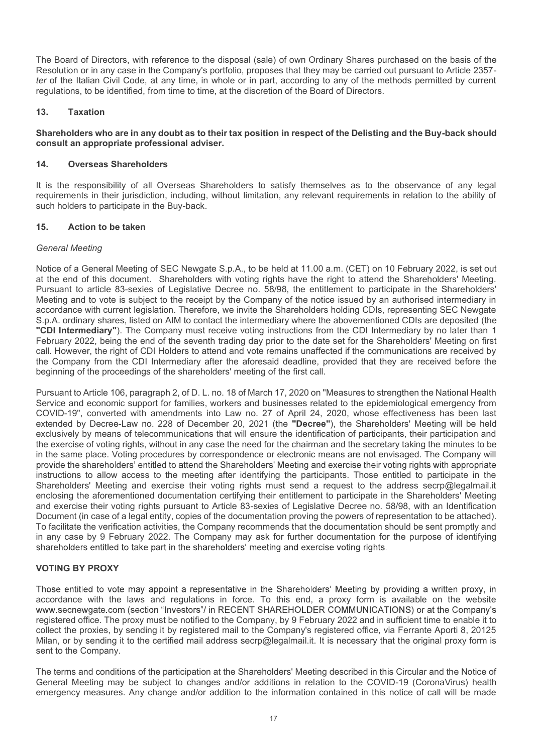The Board of Directors, with reference to the disposal (sale) of own Ordinary Shares purchased on the basis of the Resolution or in any case in the Company's portfolio, proposes that they may be carried out pursuant to Article 2357-*ter* of the Italian Civil Code, at any time, in whole or in part, according to any of the methods permitted by current regulations, to be identified, from time to time, at the discretion of the Board of Directors.

## 13. Taxation

**Shareholders who are in any doubt as to their tax position in respect of the Delisting and the Buy-back should consult an appropriate professional adviser.**

## 14. Overseas Shareholders

It is the responsibility of all Overseas Shareholders to satisfy themselves as to the observance of any legal requirements in their jurisdiction, including, without limitation, any relevant requirements in relation to the ability of such holders to participate in the Buy-back.

## 15. Action to be taken

*General Meeting*

Notice of a General Meeting of SEC Newgate S.p.A., to be held at 11.00 a.m. (CET) on 10 February 2022, is set out at the end of this document. Shareholders with voting rights have the right to attend the Shareholders' Meeting. Pursuant to article 83-sexies of Legislative Decree no. 58/98, the entitlement to participate in the Shareholders' Meeting and to vote is subject to the receipt by the Company of the notice issued by an authorised intermediary in accordance with current legislation. Therefore, we invite the Shareholders holding CDIs, representing SEC Newgate S.p.A. ordinary shares, listed on AIM to contact the intermediary where the abovementioned CDIs are deposited (the **"CDI Intermediary"**). The Company must receive voting instructions from the CDI Intermediary by no later than 1 February 2022, being the end of the seventh trading day prior to the date set for the Shareholders' Meeting on first call. However, the right of CDI Holders to attend and vote remains unaffected if the communications are received by the Company from the CDI Intermediary after the aforesaid deadline, provided that they are received before the beginning of the proceedings of the shareholders' meeting of the first call.

Pursuant to Article 106, paragraph 2, of D. L. no. 18 of March 17, 2020 on "Measures to strengthen the National Health Service and economic support for families, workers and businesses related to the epidemiological emergency from COVID-19", converted with amendments into Law no. 27 of April 24, 2020, whose effectiveness has been last extended by Decree-Law no. 228 of December 20, 2021 (the **"Decree"**), the Shareholders' Meeting will be held exclusively by means of telecommunications that will ensure the identification of participants, their participation and the exercise of voting rights, without in any case the need for the chairman and the secretary taking the minutes to be in the same place. Voting procedures by correspondence or electronic means are not envisaged. The Company will provide the shareholders' entitled to attend the Shareholders' Meeting and exercise their voting rights with appropriate instructions to allow access to the meeting after identifying the participants. Those entitled to participate in the Shareholders' Meeting and exercise their voting rights must send a request to the address secrp@legalmail.it enclosing the aforementioned documentation certifying their entitlement to participate in the Shareholders' Meeting and exercise their voting rights pursuant to Article 83-sexies of Legislative Decree no. 58/98, with an Identification Document (in case of a legal entity, copies of the documentation proving the powers of representation to be attached). To facilitate the verification activities, the Company recommends that the documentation should be sent promptly and in any case by 9 February 2022. The Company may ask for further documentation for the purpose of identifying shareholders entitled to take part in the shareholders' meeting and exercise voting rights.

**VOTING BY PROXY**

Those entitled to vote may appoint a representative in the Shareholders' Meeting by providing a written proxy, in accordance with the laws and regulations in force. To this end, a proxy form is available on the website www.secnewgate.com (section "Investors"/ in RECENT SHAREHOLDER COMMUNICATIONS) or at the Company's registered office. The proxy must be notified to the Company, by 9 February 2022 and in sufficient time to enable it to collect the proxies, by sending it by registered mail to the Company's registered office, via Ferrante Aporti 8, 20125 Milan, or by sending it to the certified mail address secrp@legalmail.it. It is necessary that the original proxy form is sent to the Company.

The terms and conditions of the participation at the Shareholders' Meeting described in this Circular and the Notice of General Meeting may be subject to changes and/or additions in relation to the COVID-19 (CoronaVirus) health emergency measures. Any change and/or addition to the information contained in this notice of call will be made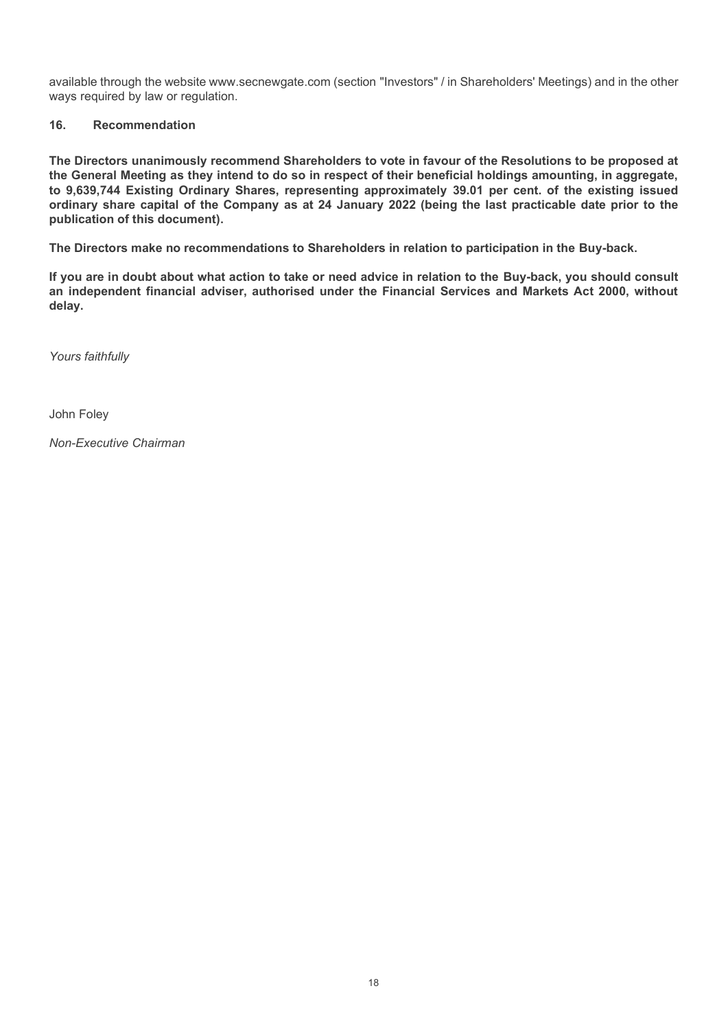available through the website www.secnewgate.com (section "Investors" / in Shareholders' Meetings) and in the other ways required by law or regulation.

## 16. Recommendation

**The Directors unanimously recommend Shareholders to vote in favour of the Resolutions to be proposed at the General Meeting as they intend to do so in respect of their beneficial holdings amounting, in aggregate, to 9,639,744 Existing Ordinary Shares, representing approximately 39.01 per cent. of the existing issued ordinary share capital of the Company as at 24 January 2022 (being the last practicable date prior to the publication of this document).**

**The Directors make no recommendations to Shareholders in relation to participation in the Buy-back.**

**If you are in doubt about what action to take or need advice in relation to the Buy-back, you should consult an independent financial adviser, authorised under the Financial Services and Markets Act 2000, without delay.**

*Yours faithfully*

John Foley

*Non-Executive Chairman*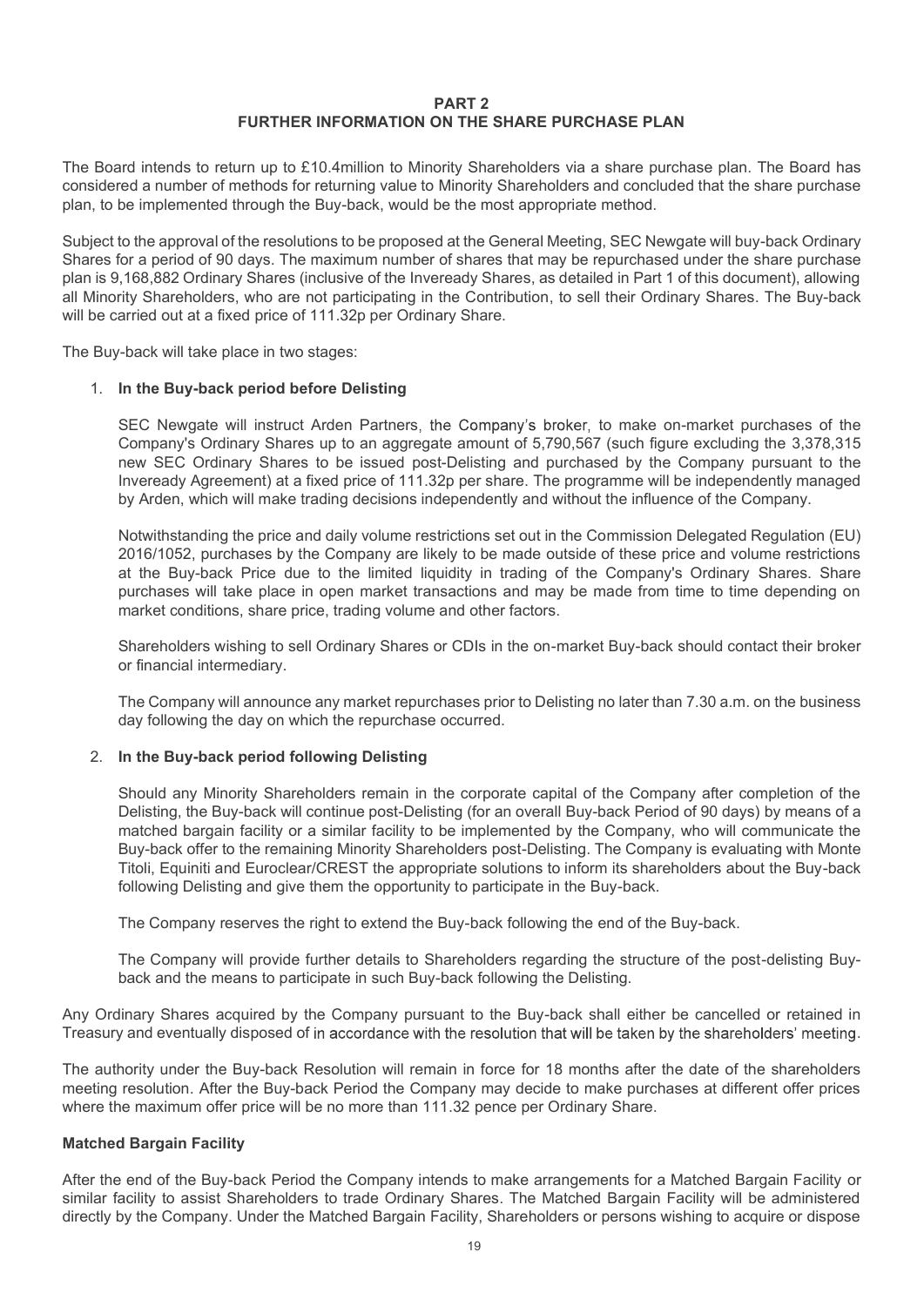# PART 2
## FURTHER INFORMATION ON THE SHARE PURCHASE PLAN

The Board intends to return up to £10.4million to Minority Shareholders via a share purchase plan. The Board has considered a number of methods for returning value to Minority Shareholders and concluded that the share purchase plan, to be implemented through the Buy-back, would be the most appropriate method.

Subject to the approval of the resolutions to be proposed at the General Meeting, SEC Newgate will buy-back Ordinary Shares for a period of 90 days. The maximum number of shares that may be repurchased under the share purchase plan is 9,168,882 Ordinary Shares (inclusive of the Inveready Shares, as detailed in Part 1 of this document), allowing all Minority Shareholders, who are not participating in the Contribution, to sell their Ordinary Shares. The Buy-back will be carried out at a fixed price of 111.32p per Ordinary Share.

The Buy-back will take place in two stages:

1. **In the Buy-back period before Delisting**

   SEC Newgate will instruct Arden Partners, the Company's broker, to make on-market purchases of the Company's Ordinary Shares up to an aggregate amount of 5,790,567 (such figure excluding the 3,378,315 new SEC Ordinary Shares to be issued post-Delisting and purchased by the Company pursuant to the Inveready Agreement) at a fixed price of 111.32p per share. The programme will be independently managed by Arden, which will make trading decisions independently and without the influence of the Company.

   Notwithstanding the price and daily volume restrictions set out in the Commission Delegated Regulation (EU) 2016/1052, purchases by the Company are likely to be made outside of these price and volume restrictions at the Buy-back Price due to the limited liquidity in trading of the Company's Ordinary Shares. Share purchases will take place in open market transactions and may be made from time to time depending on market conditions, share price, trading volume and other factors.

   Shareholders wishing to sell Ordinary Shares or CDIs in the on-market Buy-back should contact their broker or financial intermediary.

   The Company will announce any market repurchases prior to Delisting no later than 7.30 a.m. on the business day following the day on which the repurchase occurred.

2. **In the Buy-back period following Delisting**

   Should any Minority Shareholders remain in the corporate capital of the Company after completion of the Delisting, the Buy-back will continue post-Delisting (for an overall Buy-back Period of 90 days) by means of a matched bargain facility or a similar facility to be implemented by the Company, who will communicate the Buy-back offer to the remaining Minority Shareholders post-Delisting. The Company is evaluating with Monte Titoli, Equiniti and Euroclear/CREST the appropriate solutions to inform its shareholders about the Buy-back following Delisting and give them the opportunity to participate in the Buy-back.

   The Company reserves the right to extend the Buy-back following the end of the Buy-back.

   The Company will provide further details to Shareholders regarding the structure of the post-delisting Buy-back and the means to participate in such Buy-back following the Delisting.

Any Ordinary Shares acquired by the Company pursuant to the Buy-back shall either be cancelled or retained in Treasury and eventually disposed of in accordance with the resolution that will be taken by the shareholders' meeting.

The authority under the Buy-back Resolution will remain in force for 18 months after the date of the shareholders meeting resolution. After the Buy-back Period the Company may decide to make purchases at different offer prices where the maximum offer price will be no more than 111.32 pence per Ordinary Share.

**Matched Bargain Facility**

After the end of the Buy-back Period the Company intends to make arrangements for a Matched Bargain Facility or similar facility to assist Shareholders to trade Ordinary Shares. The Matched Bargain Facility will be administered directly by the Company. Under the Matched Bargain Facility, Shareholders or persons wishing to acquire or dispose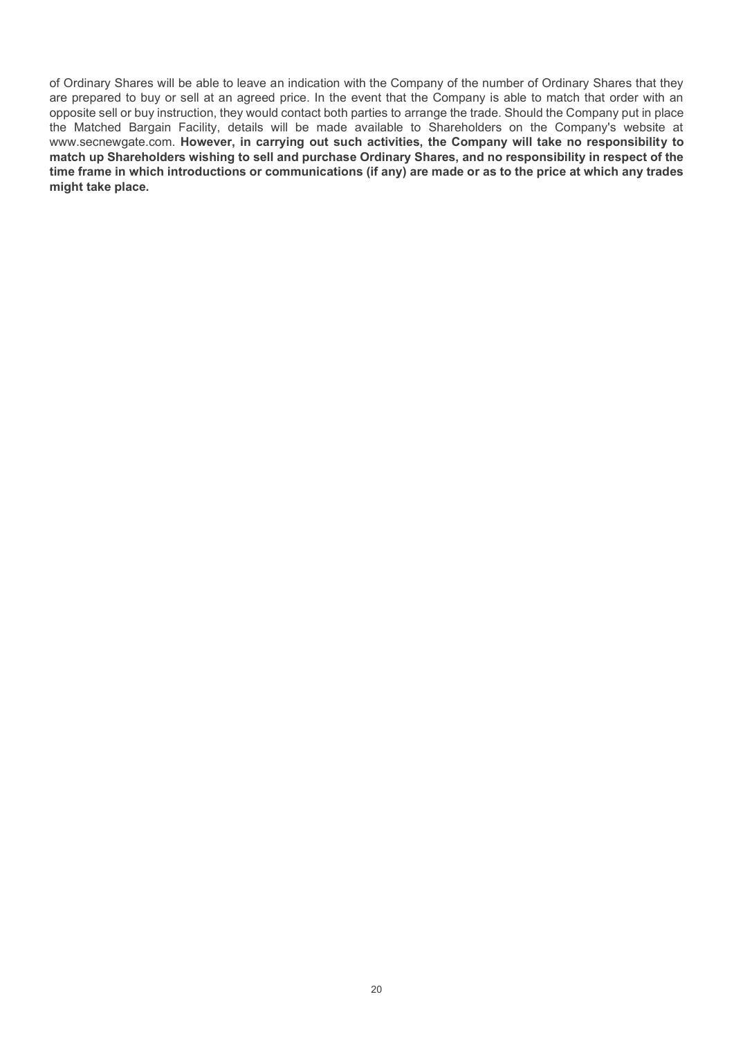of Ordinary Shares will be able to leave an indication with the Company of the number of Ordinary Shares that they are prepared to buy or sell at an agreed price. In the event that the Company is able to match that order with an opposite sell or buy instruction, they would contact both parties to arrange the trade. Should the Company put in place the Matched Bargain Facility, details will be made available to Shareholders on the Company's website at www.secnewgate.com. **However, in carrying out such activities, the Company will take no responsibility to match up Shareholders wishing to sell and purchase Ordinary Shares, and no responsibility in respect of the time frame in which introductions or communications (if any) are made or as to the price at which any trades might take place.**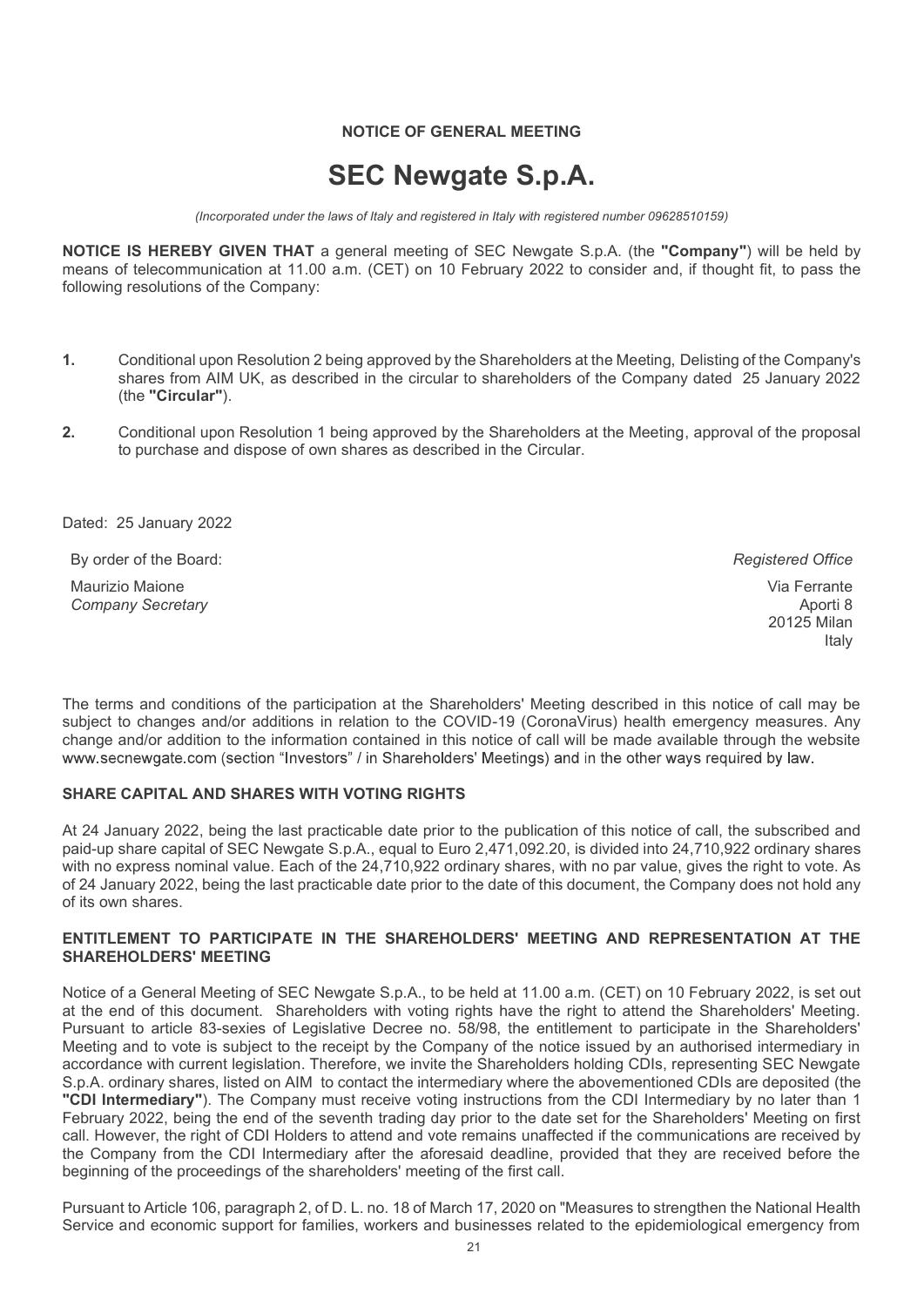**NOTICE OF GENERAL MEETING**

# SEC Newgate S.p.A.

*(Incorporated under the laws of Italy and registered in Italy with registered number 09628510159)*

**NOTICE IS HEREBY GIVEN THAT** a general meeting of SEC Newgate S.p.A. (the **"Company"**) will be held by means of telecommunication at 11.00 a.m. (CET) on 10 February 2022 to consider and, if thought fit, to pass the following resolutions of the Company:

**1.** Conditional upon Resolution 2 being approved by the Shareholders at the Meeting, Delisting of the Company's shares from AIM UK, as described in the circular to shareholders of the Company dated 25 January 2022 (the **"Circular"**).

**2.** Conditional upon Resolution 1 being approved by the Shareholders at the Meeting, approval of the proposal to purchase and dispose of own shares as described in the Circular.

Dated: 25 January 2022

By order of the Board:

Maurizio Maione
*Company Secretary*

*Registered Office*

Via Ferrante
Aporti 8
20125 Milan
Italy

The terms and conditions of the participation at the Shareholders' Meeting described in this notice of call may be subject to changes and/or additions in relation to the COVID-19 (CoronaVirus) health emergency measures. Any change and/or addition to the information contained in this notice of call will be made available through the website www.secnewgate.com (section "Investors" / in Shareholders' Meetings) and in the other ways required by law.

**SHARE CAPITAL AND SHARES WITH VOTING RIGHTS**

At 24 January 2022, being the last practicable date prior to the publication of this notice of call, the subscribed and paid-up share capital of SEC Newgate S.p.A., equal to Euro 2,471,092.20, is divided into 24,710,922 ordinary shares with no express nominal value. Each of the 24,710,922 ordinary shares, with no par value, gives the right to vote. As of 24 January 2022, being the last practicable date prior to the date of this document, the Company does not hold any of its own shares.

**ENTITLEMENT TO PARTICIPATE IN THE SHAREHOLDERS' MEETING AND REPRESENTATION AT THE SHAREHOLDERS' MEETING**

Notice of a General Meeting of SEC Newgate S.p.A., to be held at 11.00 a.m. (CET) on 10 February 2022, is set out at the end of this document. Shareholders with voting rights have the right to attend the Shareholders' Meeting. Pursuant to article 83-sexies of Legislative Decree no. 58/98, the entitlement to participate in the Shareholders' Meeting and to vote is subject to the receipt by the Company of the notice issued by an authorised intermediary in accordance with current legislation. Therefore, we invite the Shareholders holding CDIs, representing SEC Newgate S.p.A. ordinary shares, listed on AIM to contact the intermediary where the abovementioned CDIs are deposited (the **"CDI Intermediary"**). The Company must receive voting instructions from the CDI Intermediary by no later than 1 February 2022, being the end of the seventh trading day prior to the date set for the Shareholders' Meeting on first call. However, the right of CDI Holders to attend and vote remains unaffected if the communications are received by the Company from the CDI Intermediary after the aforesaid deadline, provided that they are received before the beginning of the proceedings of the shareholders' meeting of the first call.

Pursuant to Article 106, paragraph 2, of D. L. no. 18 of March 17, 2020 on "Measures to strengthen the National Health Service and economic support for families, workers and businesses related to the epidemiological emergency from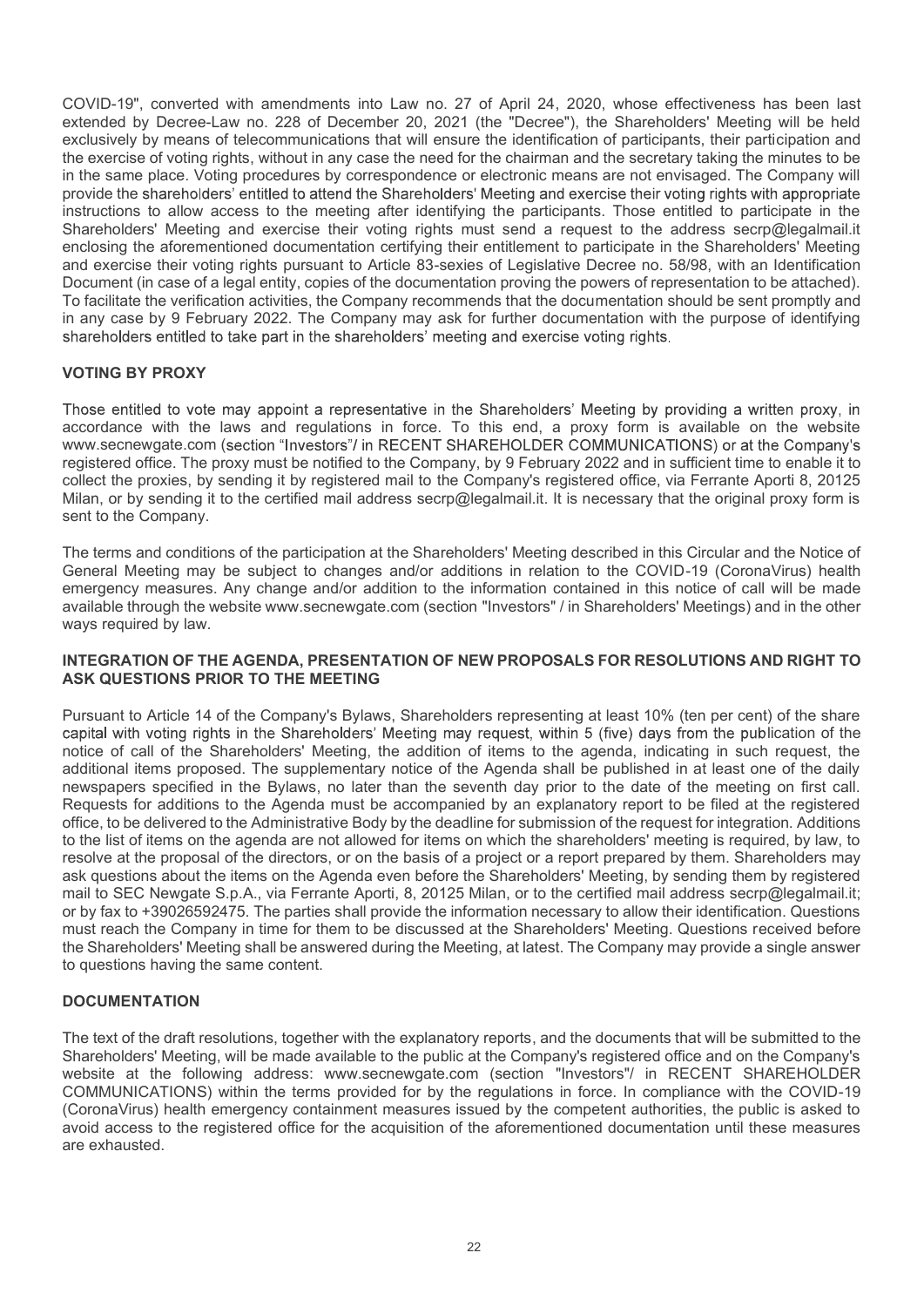COVID-19", converted with amendments into Law no. 27 of April 24, 2020, whose effectiveness has been last extended by Decree-Law no. 228 of December 20, 2021 (the "Decree"), the Shareholders' Meeting will be held exclusively by means of telecommunications that will ensure the identification of participants, their participation and the exercise of voting rights, without in any case the need for the chairman and the secretary taking the minutes to be in the same place. Voting procedures by correspondence or electronic means are not envisaged. The Company will provide the shareholders' entitled to attend the Shareholders' Meeting and exercise their voting rights with appropriate instructions to allow access to the meeting after identifying the participants. Those entitled to participate in the Shareholders' Meeting and exercise their voting rights must send a request to the address secrp@legalmail.it enclosing the aforementioned documentation certifying their entitlement to participate in the Shareholders' Meeting and exercise their voting rights pursuant to Article 83-sexies of Legislative Decree no. 58/98, with an Identification Document (in case of a legal entity, copies of the documentation proving the powers of representation to be attached). To facilitate the verification activities, the Company recommends that the documentation should be sent promptly and in any case by 9 February 2022. The Company may ask for further documentation with the purpose of identifying shareholders entitled to take part in the shareholders' meeting and exercise voting rights.

## VOTING BY PROXY

Those entitled to vote may appoint a representative in the Shareholders' Meeting by providing a written proxy, in accordance with the laws and regulations in force. To this end, a proxy form is available on the website www.secnewgate.com (section "Investors"/ in RECENT SHAREHOLDER COMMUNICATIONS) or at the Company's registered office. The proxy must be notified to the Company, by 9 February 2022 and in sufficient time to enable it to collect the proxies, by sending it by registered mail to the Company's registered office, via Ferrante Aporti 8, 20125 Milan, or by sending it to the certified mail address secrp@legalmail.it. It is necessary that the original proxy form is sent to the Company.

The terms and conditions of the participation at the Shareholders' Meeting described in this Circular and the Notice of General Meeting may be subject to changes and/or additions in relation to the COVID-19 (CoronaVirus) health emergency measures. Any change and/or addition to the information contained in this notice of call will be made available through the website www.secnewgate.com (section "Investors" / in Shareholders' Meetings) and in the other ways required by law.

## INTEGRATION OF THE AGENDA, PRESENTATION OF NEW PROPOSALS FOR RESOLUTIONS AND RIGHT TO ASK QUESTIONS PRIOR TO THE MEETING

Pursuant to Article 14 of the Company's Bylaws, Shareholders representing at least 10% (ten per cent) of the share capital with voting rights in the Shareholders' Meeting may request, within 5 (five) days from the publication of the notice of call of the Shareholders' Meeting, the addition of items to the agenda, indicating in such request, the additional items proposed. The supplementary notice of the Agenda shall be published in at least one of the daily newspapers specified in the Bylaws, no later than the seventh day prior to the date of the meeting on first call. Requests for additions to the Agenda must be accompanied by an explanatory report to be filed at the registered office, to be delivered to the Administrative Body by the deadline for submission of the request for integration. Additions to the list of items on the agenda are not allowed for items on which the shareholders' meeting is required, by law, to resolve at the proposal of the directors, or on the basis of a project or a report prepared by them. Shareholders may ask questions about the items on the Agenda even before the Shareholders' Meeting, by sending them by registered mail to SEC Newgate S.p.A., via Ferrante Aporti, 8, 20125 Milan, or to the certified mail address secrp@legalmail.it; or by fax to +39026592475. The parties shall provide the information necessary to allow their identification. Questions must reach the Company in time for them to be discussed at the Shareholders' Meeting. Questions received before the Shareholders' Meeting shall be answered during the Meeting, at latest. The Company may provide a single answer to questions having the same content.

## DOCUMENTATION

The text of the draft resolutions, together with the explanatory reports, and the documents that will be submitted to the Shareholders' Meeting, will be made available to the public at the Company's registered office and on the Company's website at the following address: www.secnewgate.com (section "Investors"/ in RECENT SHAREHOLDER COMMUNICATIONS) within the terms provided for by the regulations in force. In compliance with the COVID-19 (CoronaVirus) health emergency containment measures issued by the competent authorities, the public is asked to avoid access to the registered office for the acquisition of the aforementioned documentation until these measures are exhausted.